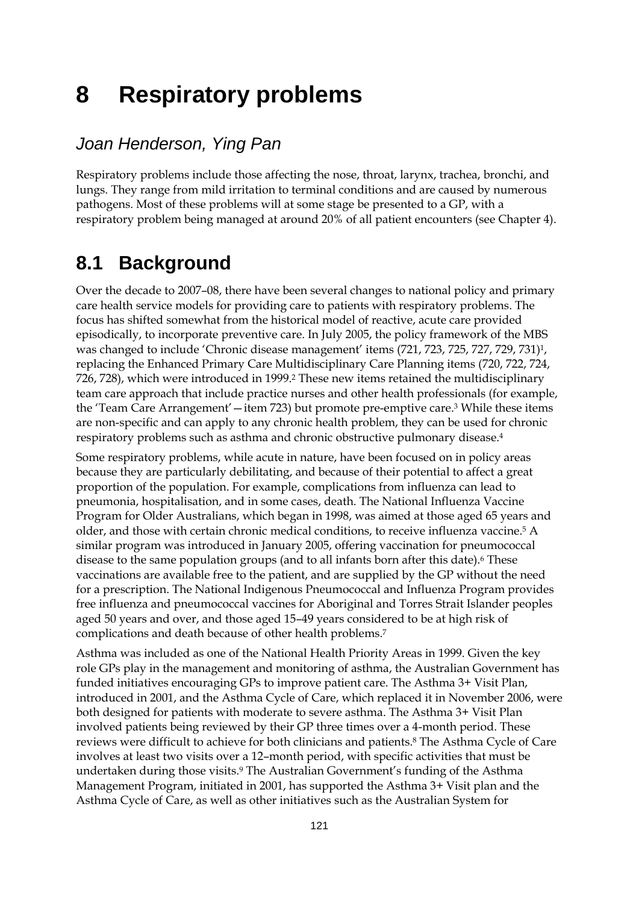// 8 Respiratory problems

## *Joan Henderson, Ying Pan*

Respiratory problems include those affecting the nose, throat, larynx, trachea, bronchi, and lungs. They range from mild irritation to terminal conditions and are caused by numerous pathogens. Most of these problems will at some stage be presented to a GP, with a respiratory problem being managed at around 20% of all patient encounters (see Chapter 4).

## 8.1 Background

Over the decade to 2007–08, there have been several changes to national policy and primary care health service models for providing care to patients with respiratory problems. The focus has shifted somewhat from the historical model of reactive, acute care provided episodically, to incorporate preventive care. In July 2005, the policy framework of the MBS was changed to include 'Chronic disease management' items (721, 723, 725, 727, 729, 731)[1], replacing the Enhanced Primary Care Multidisciplinary Care Planning items (720, 722, 724, 726, 728), which were introduced in 1999.[2] These new items retained the multidisciplinary team care approach that include practice nurses and other health professionals (for example, the 'Team Care Arrangement'—item 723) but promote pre-emptive care.[3] While these items are non-specific and can apply to any chronic health problem, they can be used for chronic respiratory problems such as asthma and chronic obstructive pulmonary disease.[4]

Some respiratory problems, while acute in nature, have been focused on in policy areas because they are particularly debilitating, and because of their potential to affect a great proportion of the population. For example, complications from influenza can lead to pneumonia, hospitalisation, and in some cases, death. The National Influenza Vaccine Program for Older Australians, which began in 1998, was aimed at those aged 65 years and older, and those with certain chronic medical conditions, to receive influenza vaccine.[5] A similar program was introduced in January 2005, offering vaccination for pneumococcal disease to the same population groups (and to all infants born after this date).[6] These vaccinations are available free to the patient, and are supplied by the GP without the need for a prescription. The National Indigenous Pneumococcal and Influenza Program provides free influenza and pneumococcal vaccines for Aboriginal and Torres Strait Islander peoples aged 50 years and over, and those aged 15–49 years considered to be at high risk of complications and death because of other health problems.[7]

Asthma was included as one of the National Health Priority Areas in 1999. Given the key role GPs play in the management and monitoring of asthma, the Australian Government has funded initiatives encouraging GPs to improve patient care. The Asthma 3+ Visit Plan, introduced in 2001, and the Asthma Cycle of Care, which replaced it in November 2006, were both designed for patients with moderate to severe asthma. The Asthma 3+ Visit Plan involved patients being reviewed by their GP three times over a 4-month period. These reviews were difficult to achieve for both clinicians and patients.[8] The Asthma Cycle of Care involves at least two visits over a 12–month period, with specific activities that must be undertaken during those visits.[9] The Australian Government's funding of the Asthma Management Program, initiated in 2001, has supported the Asthma 3+ Visit plan and the Asthma Cycle of Care, as well as other initiatives such as the Australian System for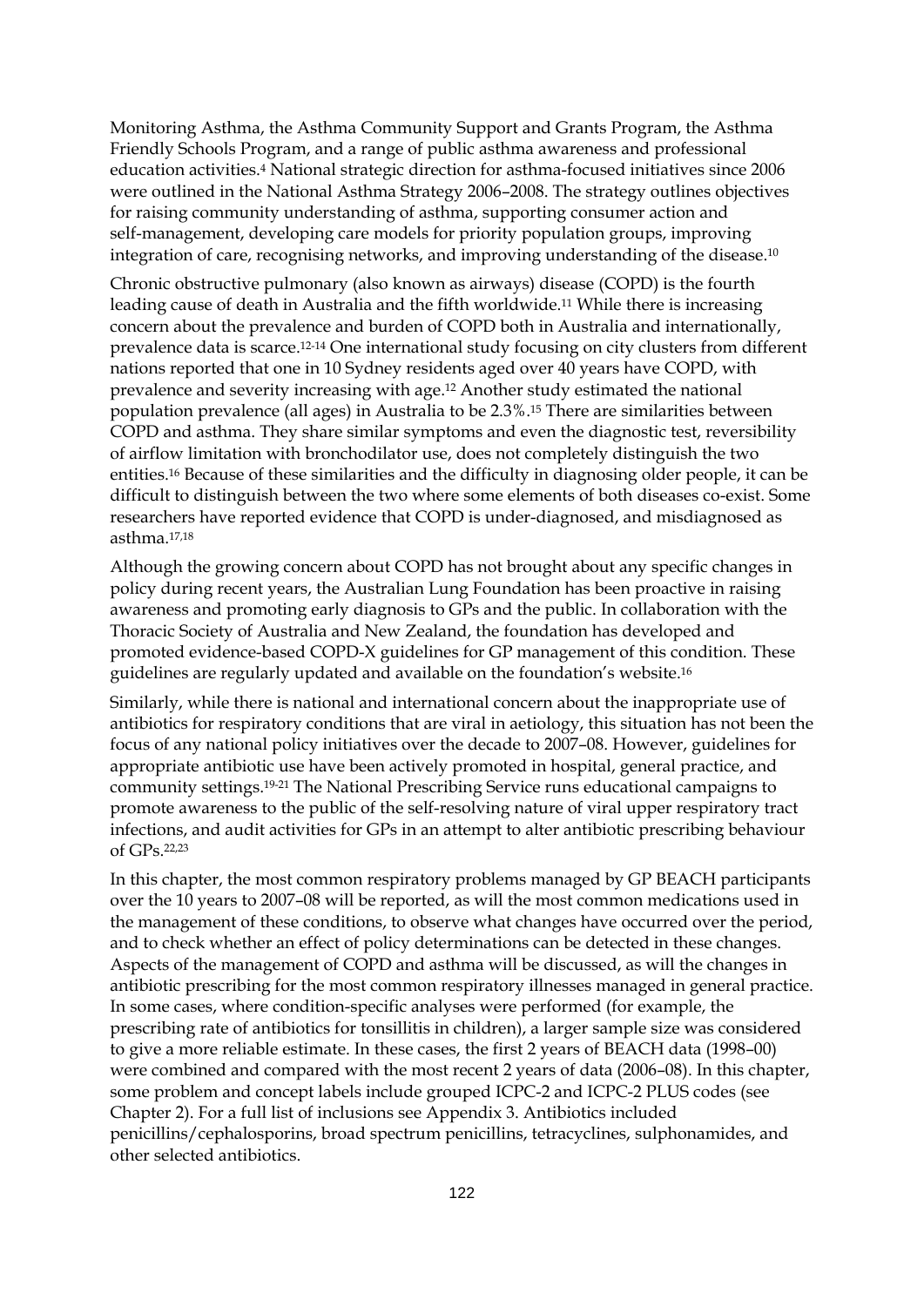Monitoring Asthma, the Asthma Community Support and Grants Program, the Asthma Friendly Schools Program, and a range of public asthma awareness and professional education activities.[4] National strategic direction for asthma-focused initiatives since 2006 were outlined in the National Asthma Strategy 2006–2008. The strategy outlines objectives for raising community understanding of asthma, supporting consumer action and self-management, developing care models for priority population groups, improving integration of care, recognising networks, and improving understanding of the disease.[10]

Chronic obstructive pulmonary (also known as airways) disease (COPD) is the fourth leading cause of death in Australia and the fifth worldwide.[11] While there is increasing concern about the prevalence and burden of COPD both in Australia and internationally, prevalence data is scarce.[12-14] One international study focusing on city clusters from different nations reported that one in 10 Sydney residents aged over 40 years have COPD, with prevalence and severity increasing with age.[12] Another study estimated the national population prevalence (all ages) in Australia to be 2.3%.[15] There are similarities between COPD and asthma. They share similar symptoms and even the diagnostic test, reversibility of airflow limitation with bronchodilator use, does not completely distinguish the two entities.[16] Because of these similarities and the difficulty in diagnosing older people, it can be difficult to distinguish between the two where some elements of both diseases co-exist. Some researchers have reported evidence that COPD is under-diagnosed, and misdiagnosed as asthma.[17,18]

Although the growing concern about COPD has not brought about any specific changes in policy during recent years, the Australian Lung Foundation has been proactive in raising awareness and promoting early diagnosis to GPs and the public. In collaboration with the Thoracic Society of Australia and New Zealand, the foundation has developed and promoted evidence-based COPD-X guidelines for GP management of this condition. These guidelines are regularly updated and available on the foundation's website.[16]

Similarly, while there is national and international concern about the inappropriate use of antibiotics for respiratory conditions that are viral in aetiology, this situation has not been the focus of any national policy initiatives over the decade to 2007–08. However, guidelines for appropriate antibiotic use have been actively promoted in hospital, general practice, and community settings.[19-21] The National Prescribing Service runs educational campaigns to promote awareness to the public of the self-resolving nature of viral upper respiratory tract infections, and audit activities for GPs in an attempt to alter antibiotic prescribing behaviour of GPs.[22,23]

In this chapter, the most common respiratory problems managed by GP BEACH participants over the 10 years to 2007–08 will be reported, as will the most common medications used in the management of these conditions, to observe what changes have occurred over the period, and to check whether an effect of policy determinations can be detected in these changes. Aspects of the management of COPD and asthma will be discussed, as will the changes in antibiotic prescribing for the most common respiratory illnesses managed in general practice. In some cases, where condition-specific analyses were performed (for example, the prescribing rate of antibiotics for tonsillitis in children), a larger sample size was considered to give a more reliable estimate. In these cases, the first 2 years of BEACH data (1998–00) were combined and compared with the most recent 2 years of data (2006–08). In this chapter, some problem and concept labels include grouped ICPC-2 and ICPC-2 PLUS codes (see Chapter 2). For a full list of inclusions see Appendix 3. Antibiotics included penicillins/cephalosporins, broad spectrum penicillins, tetracyclines, sulphonamides, and other selected antibiotics.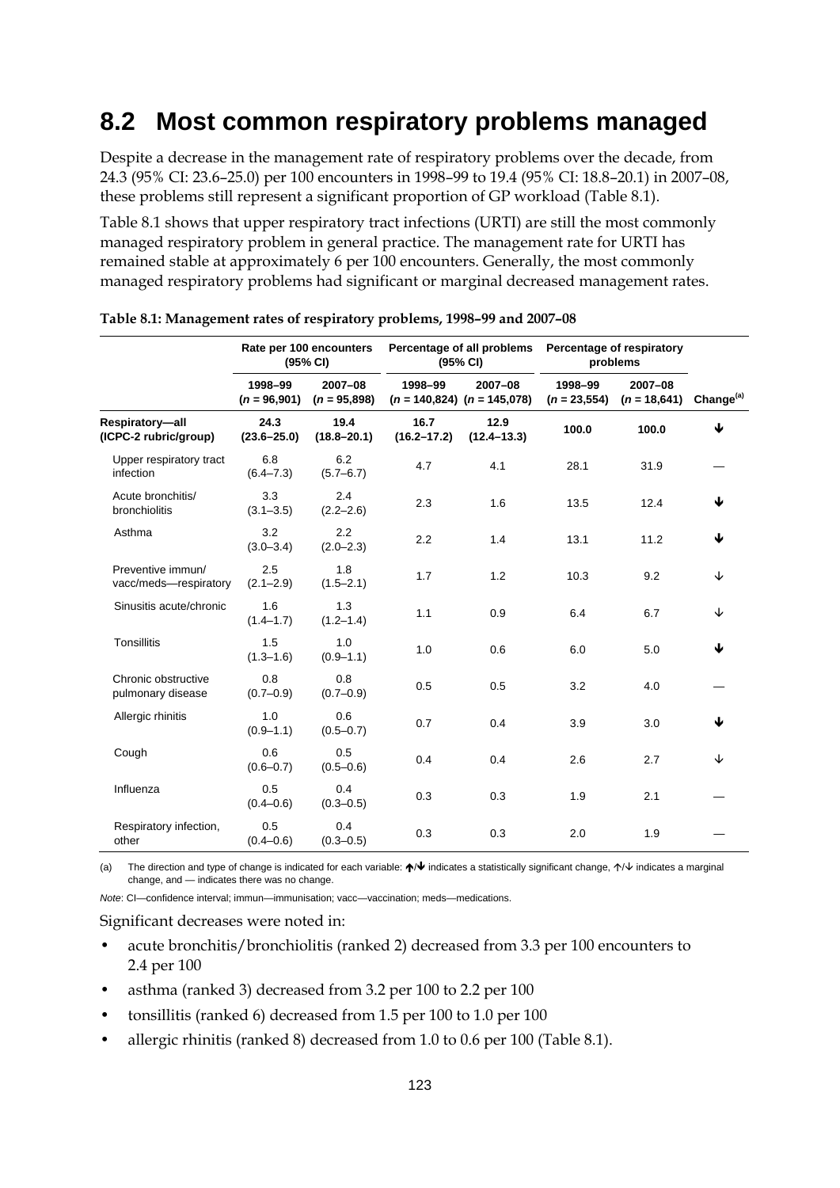## 8.2 Most common respiratory problems managed

Despite a decrease in the management rate of respiratory problems over the decade, from 24.3 (95% CI: 23.6–25.0) per 100 encounters in 1998–99 to 19.4 (95% CI: 18.8–20.1) in 2007–08, these problems still represent a significant proportion of GP workload (Table 8.1).

Table 8.1 shows that upper respiratory tract infections (URTI) are still the most commonly managed respiratory problem in general practice. The management rate for URTI has remained stable at approximately 6 per 100 encounters. Generally, the most commonly managed respiratory problems had significant or marginal decreased management rates.

**Table 8.1: Management rates of respiratory problems, 1998–99 and 2007–08**

| | Rate per 100 encounters (95% CI) | | Percentage of all problems (95% CI) | | Percentage of respiratory problems | | |
|---|---|---|---|---|---|---|---|
| | 1998–99 (*n* = 96,901) | 2007–08 (*n* = 95,898) | 1998–99 (*n* = 140,824) | 2007–08 (*n* = 145,078) | 1998–99 (*n* = 23,554) | 2007–08 (*n* = 18,641) | Change[(a)] |
| **Respiratory—all (ICPC-2 rubric/group)** | **24.3 (23.6–25.0)** | **19.4 (18.8–20.1)** | **16.7 (16.2–17.2)** | **12.9 (12.4–13.3)** | **100.0** | **100.0** | **⬇** |
| Upper respiratory tract infection | 6.8 (6.4–7.3) | 6.2 (5.7–6.7) | 4.7 | 4.1 | 28.1 | 31.9 | — |
| Acute bronchitis/ bronchiolitis | 3.3 (3.1–3.5) | 2.4 (2.2–2.6) | 2.3 | 1.6 | 13.5 | 12.4 | ⬇ |
| Asthma | 3.2 (3.0–3.4) | 2.2 (2.0–2.3) | 2.2 | 1.4 | 13.1 | 11.2 | ⬇ |
| Preventive immun/ vacc/meds—respiratory | 2.5 (2.1–2.9) | 1.8 (1.5–2.1) | 1.7 | 1.2 | 10.3 | 9.2 | ↓ |
| Sinusitis acute/chronic | 1.6 (1.4–1.7) | 1.3 (1.2–1.4) | 1.1 | 0.9 | 6.4 | 6.7 | ↓ |
| Tonsillitis | 1.5 (1.3–1.6) | 1.0 (0.9–1.1) | 1.0 | 0.6 | 6.0 | 5.0 | ⬇ |
| Chronic obstructive pulmonary disease | 0.8 (0.7–0.9) | 0.8 (0.7–0.9) | 0.5 | 0.5 | 3.2 | 4.0 | — |
| Allergic rhinitis | 1.0 (0.9–1.1) | 0.6 (0.5–0.7) | 0.7 | 0.4 | 3.9 | 3.0 | ⬇ |
| Cough | 0.6 (0.6–0.7) | 0.5 (0.5–0.6) | 0.4 | 0.4 | 2.6 | 2.7 | ↓ |
| Influenza | 0.5 (0.4–0.6) | 0.4 (0.3–0.5) | 0.3 | 0.3 | 1.9 | 2.1 | — |
| Respiratory infection, other | 0.5 (0.4–0.6) | 0.4 (0.3–0.5) | 0.3 | 0.3 | 2.0 | 1.9 | — |

(a) The direction and type of change is indicated for each variable: ⬆/⬇ indicates a statistically significant change, ↑/↓ indicates a marginal change, and — indicates there was no change.

*Note*: CI—confidence interval; immun—immunisation; vacc—vaccination; meds—medications.

Significant decreases were noted in:

- acute bronchitis/bronchiolitis (ranked 2) decreased from 3.3 per 100 encounters to 2.4 per 100
- asthma (ranked 3) decreased from 3.2 per 100 to 2.2 per 100
- tonsillitis (ranked 6) decreased from 1.5 per 100 to 1.0 per 100
- allergic rhinitis (ranked 8) decreased from 1.0 to 0.6 per 100 (Table 8.1).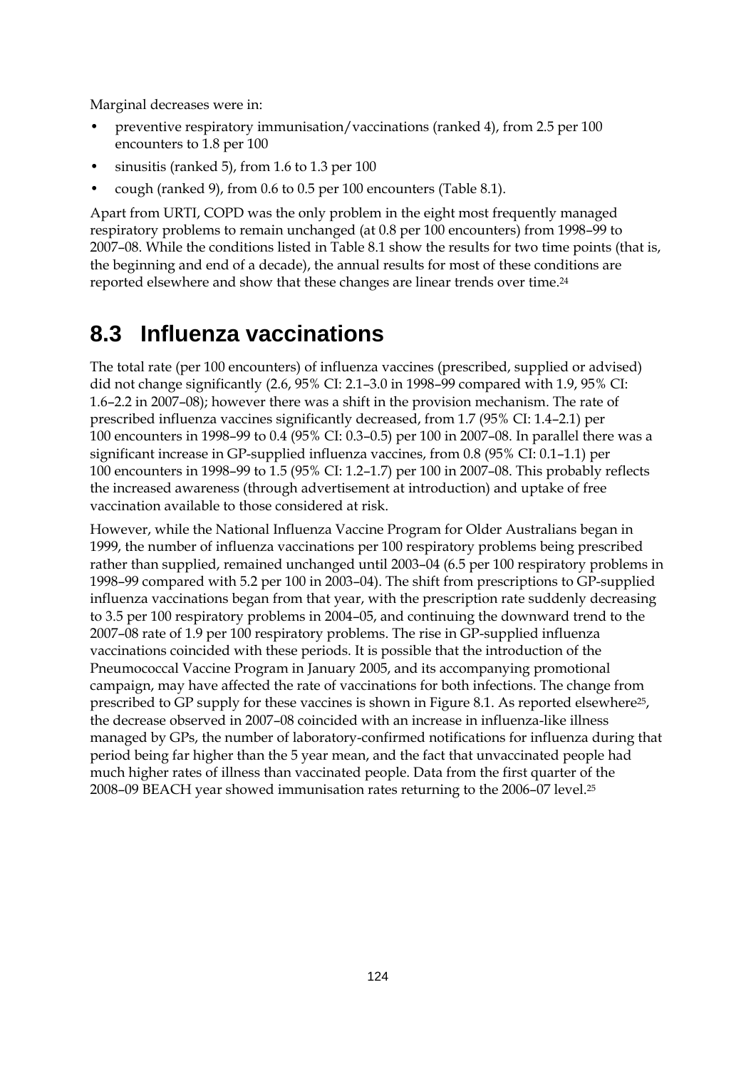Marginal decreases were in:

- preventive respiratory immunisation/vaccinations (ranked 4), from 2.5 per 100 encounters to 1.8 per 100
- sinusitis (ranked 5), from 1.6 to 1.3 per 100
- cough (ranked 9), from 0.6 to 0.5 per 100 encounters (Table 8.1).

Apart from URTI, COPD was the only problem in the eight most frequently managed respiratory problems to remain unchanged (at 0.8 per 100 encounters) from 1998–99 to 2007–08. While the conditions listed in Table 8.1 show the results for two time points (that is, the beginning and end of a decade), the annual results for most of these conditions are reported elsewhere and show that these changes are linear trends over time.[24]

## 8.3 Influenza vaccinations

The total rate (per 100 encounters) of influenza vaccines (prescribed, supplied or advised) did not change significantly (2.6, 95% CI: 2.1–3.0 in 1998–99 compared with 1.9, 95% CI: 1.6–2.2 in 2007–08); however there was a shift in the provision mechanism. The rate of prescribed influenza vaccines significantly decreased, from 1.7 (95% CI: 1.4–2.1) per 100 encounters in 1998–99 to 0.4 (95% CI: 0.3–0.5) per 100 in 2007–08. In parallel there was a significant increase in GP-supplied influenza vaccines, from 0.8 (95% CI: 0.1–1.1) per 100 encounters in 1998–99 to 1.5 (95% CI: 1.2–1.7) per 100 in 2007–08. This probably reflects the increased awareness (through advertisement at introduction) and uptake of free vaccination available to those considered at risk.

However, while the National Influenza Vaccine Program for Older Australians began in 1999, the number of influenza vaccinations per 100 respiratory problems being prescribed rather than supplied, remained unchanged until 2003–04 (6.5 per 100 respiratory problems in 1998–99 compared with 5.2 per 100 in 2003–04). The shift from prescriptions to GP-supplied influenza vaccinations began from that year, with the prescription rate suddenly decreasing to 3.5 per 100 respiratory problems in 2004–05, and continuing the downward trend to the 2007–08 rate of 1.9 per 100 respiratory problems. The rise in GP-supplied influenza vaccinations coincided with these periods. It is possible that the introduction of the Pneumococcal Vaccine Program in January 2005, and its accompanying promotional campaign, may have affected the rate of vaccinations for both infections. The change from prescribed to GP supply for these vaccines is shown in Figure 8.1. As reported elsewhere[25], the decrease observed in 2007–08 coincided with an increase in influenza-like illness managed by GPs, the number of laboratory-confirmed notifications for influenza during that period being far higher than the 5 year mean, and the fact that unvaccinated people had much higher rates of illness than vaccinated people. Data from the first quarter of the 2008–09 BEACH year showed immunisation rates returning to the 2006–07 level.[25]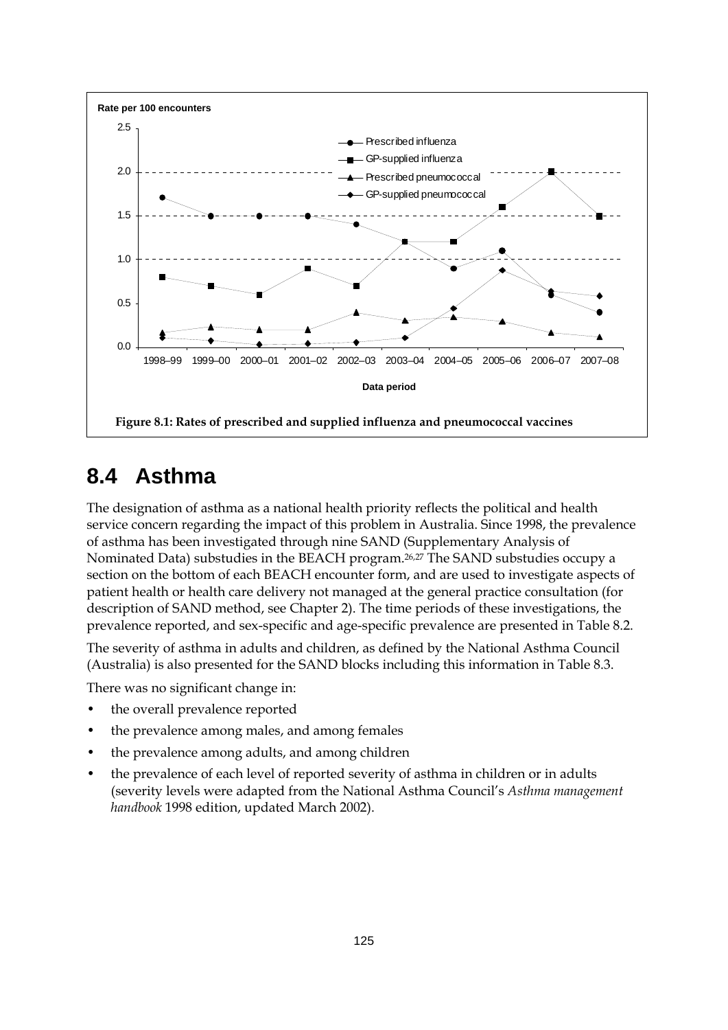Figure 8.1: Rates of prescribed and supplied influenza and pneumococcal vaccines

## 8.4 Asthma

The designation of asthma as a national health priority reflects the political and health service concern regarding the impact of this problem in Australia. Since 1998, the prevalence of asthma has been investigated through nine SAND (Supplementary Analysis of Nominated Data) substudies in the BEACH program.[26,27] The SAND substudies occupy a section on the bottom of each BEACH encounter form, and are used to investigate aspects of patient health or health care delivery not managed at the general practice consultation (for description of SAND method, see Chapter 2). The time periods of these investigations, the prevalence reported, and sex-specific and age-specific prevalence are presented in Table 8.2.

The severity of asthma in adults and children, as defined by the National Asthma Council (Australia) is also presented for the SAND blocks including this information in Table 8.3.

There was no significant change in:

- the overall prevalence reported
- the prevalence among males, and among females
- the prevalence among adults, and among children
- the prevalence of each level of reported severity of asthma in children or in adults (severity levels were adapted from the National Asthma Council's *Asthma management handbook* 1998 edition, updated March 2002).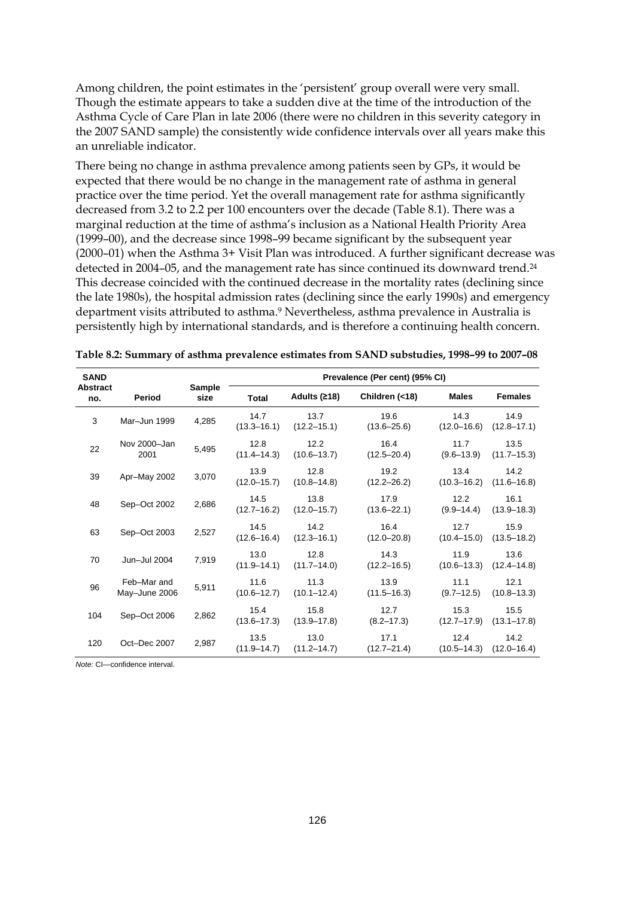Among children, the point estimates in the 'persistent' group overall were very small. Though the estimate appears to take a sudden dive at the time of the introduction of the Asthma Cycle of Care Plan in late 2006 (there were no children in this severity category in the 2007 SAND sample) the consistently wide confidence intervals over all years make this an unreliable indicator.

There being no change in asthma prevalence among patients seen by GPs, it would be expected that there would be no change in the management rate of asthma in general practice over the time period. Yet the overall management rate for asthma significantly decreased from 3.2 to 2.2 per 100 encounters over the decade (Table 8.1). There was a marginal reduction at the time of asthma's inclusion as a National Health Priority Area (1999–00), and the decrease since 1998–99 became significant by the subsequent year (2000–01) when the Asthma 3+ Visit Plan was introduced. A further significant decrease was detected in 2004–05, and the management rate has since continued its downward trend.[24] This decrease coincided with the continued decrease in the mortality rates (declining since the late 1980s), the hospital admission rates (declining since the early 1990s) and emergency department visits attributed to asthma.[9] Nevertheless, asthma prevalence in Australia is persistently high by international standards, and is therefore a continuing health concern.

**Table 8.2: Summary of asthma prevalence estimates from SAND substudies, 1998–99 to 2007–08**

| SAND Abstract no. | Period | Sample size | Prevalence (Per cent) (95% CI) | | | | |
|---|---|---|---|---|---|---|---|
| | | | Total | Adults (≥18) | Children (<18) | Males | Females |
| 3 | Mar–Jun 1999 | 4,285 | 14.7 (13.3–16.1) | 13.7 (12.2–15.1) | 19.6 (13.6–25.6) | 14.3 (12.0–16.6) | 14.9 (12.8–17.1) |
| 22 | Nov 2000–Jan 2001 | 5,495 | 12.8 (11.4–14.3) | 12.2 (10.6–13.7) | 16.4 (12.5–20.4) | 11.7 (9.6–13.9) | 13.5 (11.7–15.3) |
| 39 | Apr–May 2002 | 3,070 | 13.9 (12.0–15.7) | 12.8 (10.8–14.8) | 19.2 (12.2–26.2) | 13.4 (10.3–16.2) | 14.2 (11.6–16.8) |
| 48 | Sep–Oct 2002 | 2,686 | 14.5 (12.7–16.2) | 13.8 (12.0–15.7) | 17.9 (13.6–22.1) | 12.2 (9.9–14.4) | 16.1 (13.9–18.3) |
| 63 | Sep–Oct 2003 | 2,527 | 14.5 (12.6–16.4) | 14.2 (12.3–16.1) | 16.4 (12.0–20.8) | 12.7 (10.4–15.0) | 15.9 (13.5–18.2) |
| 70 | Jun–Jul 2004 | 7,919 | 13.0 (11.9–14.1) | 12.8 (11.7–14.0) | 14.3 (12.2–16.5) | 11.9 (10.6–13.3) | 13.6 (12.4–14.8) |
| 96 | Feb–Mar and May–June 2006 | 5,911 | 11.6 (10.6–12.7) | 11.3 (10.1–12.4) | 13.9 (11.5–16.3) | 11.1 (9.7–12.5) | 12.1 (10.8–13.3) |
| 104 | Sep–Oct 2006 | 2,862 | 15.4 (13.6–17.3) | 15.8 (13.9–17.8) | 12.7 (8.2–17.3) | 15.3 (12.7–17.9) | 15.5 (13.1–17.8) |
| 120 | Oct–Dec 2007 | 2,987 | 13.5 (11.9–14.7) | 13.0 (11.2–14.7) | 17.1 (12.7–21.4) | 12.4 (10.5–14.3) | 14.2 (12.0–16.4) |

*Note:* CI—confidence interval.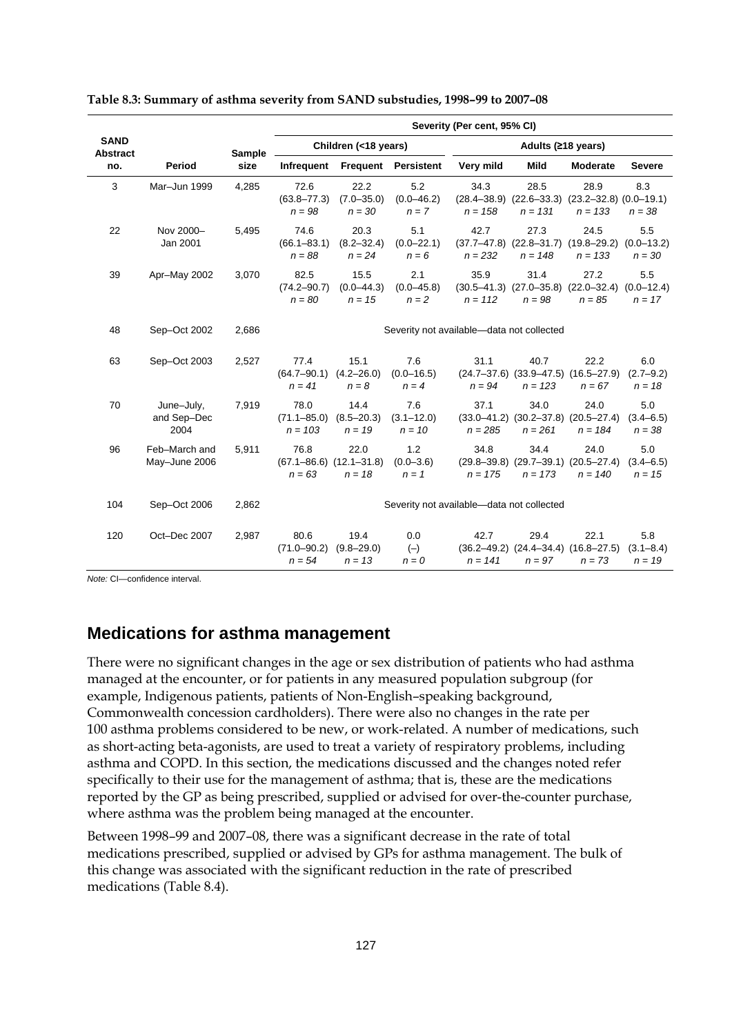**Table 8.3: Summary of asthma severity from SAND substudies, 1998–99 to 2007–08**

| SAND Abstract no. | Period | Sample size | Severity (Per cent, 95% CI) | | | | | | |
|---|---|---|---|---|---|---|---|---|---|
| | | | Children (<18 years) | | | Adults (≥18 years) | | | |
| | | | Infrequent | Frequent | Persistent | Very mild | Mild | Moderate | Severe |
| 3 | Mar–Jun 1999 | 4,285 | 72.6 (63.8–77.3) *n = 98* | 22.2 (7.0–35.0) *n = 30* | 5.2 (0.0–46.2) *n = 7* | 34.3 (28.4–38.9) *n = 158* | 28.5 (22.6–33.3) *n = 131* | 28.9 (23.2–32.8) *n = 133* | 8.3 (0.0–19.1) *n = 38* |
| 22 | Nov 2000–Jan 2001 | 5,495 | 74.6 (66.1–83.1) *n = 88* | 20.3 (8.2–32.4) *n = 24* | 5.1 (0.0–22.1) *n = 6* | 42.7 (37.7–47.8) *n = 232* | 27.3 (22.8–31.7) *n = 148* | 24.5 (19.8–29.2) *n = 133* | 5.5 (0.0–13.2) *n = 30* |
| 39 | Apr–May 2002 | 3,070 | 82.5 (74.2–90.7) *n = 80* | 15.5 (0.0–44.3) *n = 15* | 2.1 (0.0–45.8) *n = 2* | 35.9 (30.5–41.3) *n = 112* | 31.4 (27.0–35.8) *n = 98* | 27.2 (22.0–32.4) *n = 85* | 5.5 (0.0–12.4) *n = 17* |
| 48 | Sep–Oct 2002 | 2,686 | Severity not available—data not collected | | | | | | |
| 63 | Sep–Oct 2003 | 2,527 | 77.4 (64.7–90.1) *n = 41* | 15.1 (4.2–26.0) *n = 8* | 7.6 (0.0–16.5) *n = 4* | 31.1 (24.7–37.6) *n = 94* | 40.7 (33.9–47.5) *n = 123* | 22.2 (16.5–27.9) *n = 67* | 6.0 (2.7–9.2) *n = 18* |
| 70 | June–July, and Sep–Dec 2004 | 7,919 | 78.0 (71.1–85.0) *n = 103* | 14.4 (8.5–20.3) *n = 19* | 7.6 (3.1–12.0) *n = 10* | 37.1 (33.0–41.2) *n = 285* | 34.0 (30.2–37.8) *n = 261* | 24.0 (20.5–27.4) *n = 184* | 5.0 (3.4–6.5) *n = 38* |
| 96 | Feb–March and May–June 2006 | 5,911 | 76.8 (67.1–86.6) *n = 63* | 22.0 (12.1–31.8) *n = 18* | 1.2 (0.0–3.6) *n = 1* | 34.8 (29.8–39.8) *n = 175* | 34.4 (29.7–39.1) *n = 173* | 24.0 (20.5–27.4) *n = 140* | 5.0 (3.4–6.5) *n = 15* |
| 104 | Sep–Oct 2006 | 2,862 | Severity not available—data not collected | | | | | | |
| 120 | Oct–Dec 2007 | 2,987 | 80.6 (71.0–90.2) *n = 54* | 19.4 (9.8–29.0) *n = 13* | 0.0 (–) *n = 0* | 42.7 (36.2–49.2) *n = 141* | 29.4 (24.4–34.4) *n = 97* | 22.1 (16.8–27.5) *n = 73* | 5.8 (3.1–8.4) *n = 19* |

*Note:* CI—confidence interval.

## Medications for asthma management

There were no significant changes in the age or sex distribution of patients who had asthma managed at the encounter, or for patients in any measured population subgroup (for example, Indigenous patients, patients of Non-English–speaking background, Commonwealth concession cardholders). There were also no changes in the rate per 100 asthma problems considered to be new, or work-related. A number of medications, such as short-acting beta-agonists, are used to treat a variety of respiratory problems, including asthma and COPD. In this section, the medications discussed and the changes noted refer specifically to their use for the management of asthma; that is, these are the medications reported by the GP as being prescribed, supplied or advised for over-the-counter purchase, where asthma was the problem being managed at the encounter.

Between 1998–99 and 2007–08, there was a significant decrease in the rate of total medications prescribed, supplied or advised by GPs for asthma management. The bulk of this change was associated with the significant reduction in the rate of prescribed medications (Table 8.4).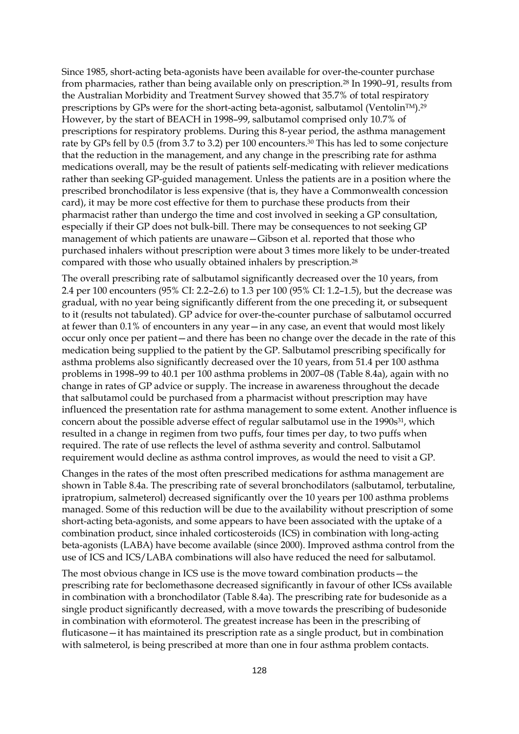Since 1985, short-acting beta-agonists have been available for over-the-counter purchase from pharmacies, rather than being available only on prescription.[28] In 1990–91, results from the Australian Morbidity and Treatment Survey showed that 35.7% of total respiratory prescriptions by GPs were for the short-acting beta-agonist, salbutamol (Ventolin™).[29] However, by the start of BEACH in 1998–99, salbutamol comprised only 10.7% of prescriptions for respiratory problems. During this 8-year period, the asthma management rate by GPs fell by 0.5 (from 3.7 to 3.2) per 100 encounters.[30] This has led to some conjecture that the reduction in the management, and any change in the prescribing rate for asthma medications overall, may be the result of patients self-medicating with reliever medications rather than seeking GP-guided management. Unless the patients are in a position where the prescribed bronchodilator is less expensive (that is, they have a Commonwealth concession card), it may be more cost effective for them to purchase these products from their pharmacist rather than undergo the time and cost involved in seeking a GP consultation, especially if their GP does not bulk-bill. There may be consequences to not seeking GP management of which patients are unaware—Gibson et al. reported that those who purchased inhalers without prescription were about 3 times more likely to be under-treated compared with those who usually obtained inhalers by prescription.[28]

The overall prescribing rate of salbutamol significantly decreased over the 10 years, from 2.4 per 100 encounters (95% CI: 2.2–2.6) to 1.3 per 100 (95% CI: 1.2–1.5), but the decrease was gradual, with no year being significantly different from the one preceding it, or subsequent to it (results not tabulated). GP advice for over-the-counter purchase of salbutamol occurred at fewer than 0.1% of encounters in any year—in any case, an event that would most likely occur only once per patient—and there has been no change over the decade in the rate of this medication being supplied to the patient by the GP. Salbutamol prescribing specifically for asthma problems also significantly decreased over the 10 years, from 51.4 per 100 asthma problems in 1998–99 to 40.1 per 100 asthma problems in 2007–08 (Table 8.4a), again with no change in rates of GP advice or supply. The increase in awareness throughout the decade that salbutamol could be purchased from a pharmacist without prescription may have influenced the presentation rate for asthma management to some extent. Another influence is concern about the possible adverse effect of regular salbutamol use in the 1990s[31], which resulted in a change in regimen from two puffs, four times per day, to two puffs when required. The rate of use reflects the level of asthma severity and control. Salbutamol requirement would decline as asthma control improves, as would the need to visit a GP.

Changes in the rates of the most often prescribed medications for asthma management are shown in Table 8.4a. The prescribing rate of several bronchodilators (salbutamol, terbutaline, ipratropium, salmeterol) decreased significantly over the 10 years per 100 asthma problems managed. Some of this reduction will be due to the availability without prescription of some short-acting beta-agonists, and some appears to have been associated with the uptake of a combination product, since inhaled corticosteroids (ICS) in combination with long-acting beta-agonists (LABA) have become available (since 2000). Improved asthma control from the use of ICS and ICS/LABA combinations will also have reduced the need for salbutamol.

The most obvious change in ICS use is the move toward combination products—the prescribing rate for beclomethasone decreased significantly in favour of other ICSs available in combination with a bronchodilator (Table 8.4a). The prescribing rate for budesonide as a single product significantly decreased, with a move towards the prescribing of budesonide in combination with eformoterol. The greatest increase has been in the prescribing of fluticasone—it has maintained its prescription rate as a single product, but in combination with salmeterol, is being prescribed at more than one in four asthma problem contacts.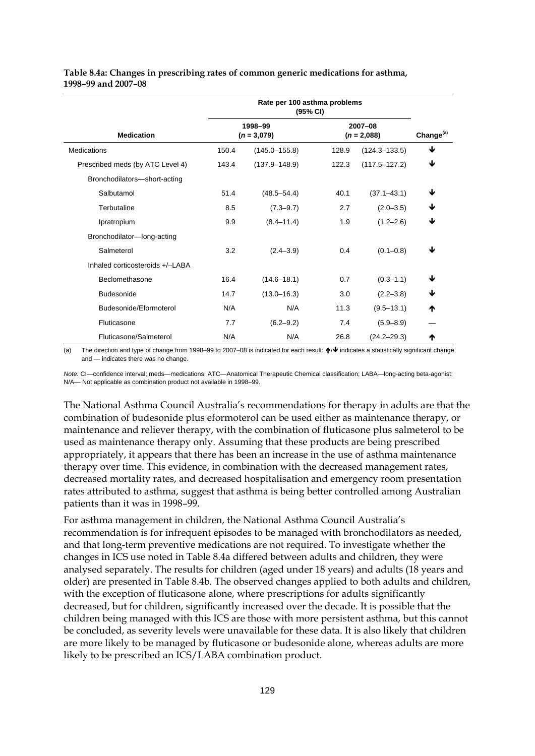**Table 8.4a: Changes in prescribing rates of common generic medications for asthma, 1998–99 and 2007–08**

| | Rate per 100 asthma problems (95% CI) | | | | |
|---|---|---|---|---|---|
| **Medication** | 1998–99 (*n* = 3,079) | | 2007–08 (*n* = 2,088) | | **Change[(a)]** |
| Medications | 150.4 | (145.0–155.8) | 128.9 | (124.3–133.5) | ↓ |
| Prescribed meds (by ATC Level 4) | 143.4 | (137.9–148.9) | 122.3 | (117.5–127.2) | ↓ |
| Bronchodilators—short-acting | | | | | |
| Salbutamol | 51.4 | (48.5–54.4) | 40.1 | (37.1–43.1) | ↓ |
| Terbutaline | 8.5 | (7.3–9.7) | 2.7 | (2.0–3.5) | ↓ |
| Ipratropium | 9.9 | (8.4–11.4) | 1.9 | (1.2–2.6) | ↓ |
| Bronchodilator—long-acting | | | | | |
| Salmeterol | 3.2 | (2.4–3.9) | 0.4 | (0.1–0.8) | ↓ |
| Inhaled corticosteroids +/–LABA | | | | | |
| Beclomethasone | 16.4 | (14.6–18.1) | 0.7 | (0.3–1.1) | ↓ |
| Budesonide | 14.7 | (13.0–16.3) | 3.0 | (2.2–3.8) | ↓ |
| Budesonide/Eformoterol | N/A | N/A | 11.3 | (9.5–13.1) | ↑ |
| Fluticasone | 7.7 | (6.2–9.2) | 7.4 | (5.9–8.9) | — |
| Fluticasone/Salmeterol | N/A | N/A | 26.8 | (24.2–29.3) | ↑ |

(a) The direction and type of change from 1998–99 to 2007–08 is indicated for each result: ↑/↓ indicates a statistically significant change, and — indicates there was no change.

*Note:* CI—confidence interval; meds—medications; ATC—Anatomical Therapeutic Chemical classification; LABA—long-acting beta-agonist; N/A— Not applicable as combination product not available in 1998–99.

The National Asthma Council Australia's recommendations for therapy in adults are that the combination of budesonide plus eformoterol can be used either as maintenance therapy, or maintenance and reliever therapy, with the combination of fluticasone plus salmeterol to be used as maintenance therapy only. Assuming that these products are being prescribed appropriately, it appears that there has been an increase in the use of asthma maintenance therapy over time. This evidence, in combination with the decreased management rates, decreased mortality rates, and decreased hospitalisation and emergency room presentation rates attributed to asthma, suggest that asthma is being better controlled among Australian patients than it was in 1998–99.

For asthma management in children, the National Asthma Council Australia's recommendation is for infrequent episodes to be managed with bronchodilators as needed, and that long-term preventive medications are not required. To investigate whether the changes in ICS use noted in Table 8.4a differed between adults and children, they were analysed separately. The results for children (aged under 18 years) and adults (18 years and older) are presented in Table 8.4b. The observed changes applied to both adults and children, with the exception of fluticasone alone, where prescriptions for adults significantly decreased, but for children, significantly increased over the decade. It is possible that the children being managed with this ICS are those with more persistent asthma, but this cannot be concluded, as severity levels were unavailable for these data. It is also likely that children are more likely to be managed by fluticasone or budesonide alone, whereas adults are more likely to be prescribed an ICS/LABA combination product.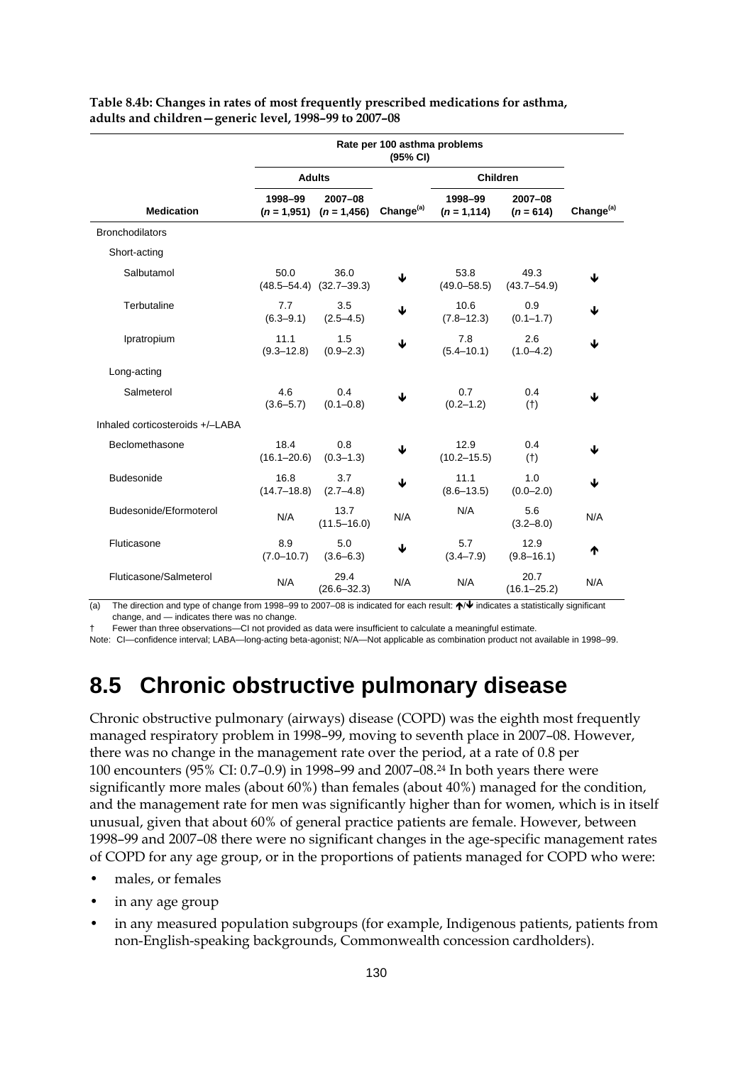**Table 8.4b: Changes in rates of most frequently prescribed medications for asthma, adults and children—generic level, 1998–99 to 2007–08**

| | Rate per 100 asthma problems (95% CI) | | | | | |
|---|---|---|---|---|---|---|
| | Adults | | | Children | | |
| Medication | 1998–99 (n = 1,951) | 2007–08 (n = 1,456) | Change[(a)] | 1998–99 (n = 1,114) | 2007–08 (n = 614) | Change[(a)] |
| Bronchodilators | | | | | | |
| Short-acting | | | | | | |
| Salbutamol | 50.0 (48.5–54.4) | 36.0 (32.7–39.3) | ↓ | 53.8 (49.0–58.5) | 49.3 (43.7–54.9) | ↓ |
| Terbutaline | 7.7 (6.3–9.1) | 3.5 (2.5–4.5) | ↓ | 10.6 (7.8–12.3) | 0.9 (0.1–1.7) | ↓ |
| Ipratropium | 11.1 (9.3–12.8) | 1.5 (0.9–2.3) | ↓ | 7.8 (5.4–10.1) | 2.6 (1.0–4.2) | ↓ |
| Long-acting | | | | | | |
| Salmeterol | 4.6 (3.6–5.7) | 0.4 (0.1–0.8) | ↓ | 0.7 (0.2–1.2) | 0.4 (†) | ↓ |
| Inhaled corticosteroids +/–LABA | | | | | | |
| Beclomethasone | 18.4 (16.1–20.6) | 0.8 (0.3–1.3) | ↓ | 12.9 (10.2–15.5) | 0.4 (†) | ↓ |
| Budesonide | 16.8 (14.7–18.8) | 3.7 (2.7–4.8) | ↓ | 11.1 (8.6–13.5) | 1.0 (0.0–2.0) | ↓ |
| Budesonide/Eformoterol | N/A | 13.7 (11.5–16.0) | N/A | N/A | 5.6 (3.2–8.0) | N/A |
| Fluticasone | 8.9 (7.0–10.7) | 5.0 (3.6–6.3) | ↓ | 5.7 (3.4–7.9) | 12.9 (9.8–16.1) | ↑ |
| Fluticasone/Salmeterol | N/A | 29.4 (26.6–32.3) | N/A | N/A | 20.7 (16.1–25.2) | N/A |

(a) The direction and type of change from 1998–99 to 2007–08 is indicated for each result: ↑/↓ indicates a statistically significant change, and — indicates there was no change.

† Fewer than three observations—CI not provided as data were insufficient to calculate a meaningful estimate.

Note: CI—confidence interval; LABA—long-acting beta-agonist; N/A—Not applicable as combination product not available in 1998–99.

## 8.5 Chronic obstructive pulmonary disease

Chronic obstructive pulmonary (airways) disease (COPD) was the eighth most frequently managed respiratory problem in 1998–99, moving to seventh place in 2007–08. However, there was no change in the management rate over the period, at a rate of 0.8 per 100 encounters (95% CI: 0.7–0.9) in 1998–99 and 2007–08.[24] In both years there were significantly more males (about 60%) than females (about 40%) managed for the condition, and the management rate for men was significantly higher than for women, which is in itself unusual, given that about 60% of general practice patients are female. However, between 1998–99 and 2007–08 there were no significant changes in the age-specific management rates of COPD for any age group, or in the proportions of patients managed for COPD who were:

- males, or females
- in any age group
- in any measured population subgroups (for example, Indigenous patients, patients from non-English-speaking backgrounds, Commonwealth concession cardholders).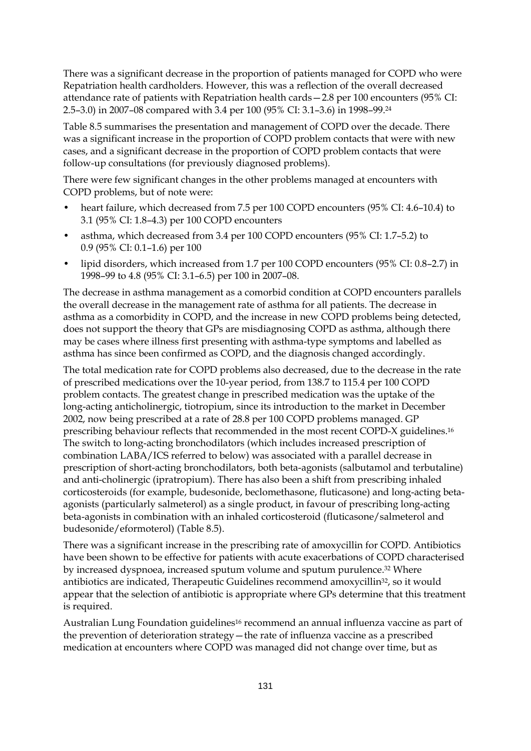There was a significant decrease in the proportion of patients managed for COPD who were Repatriation health cardholders. However, this was a reflection of the overall decreased attendance rate of patients with Repatriation health cards—2.8 per 100 encounters (95% CI: 2.5–3.0) in 2007–08 compared with 3.4 per 100 (95% CI: 3.1–3.6) in 1998–99.[24]

Table 8.5 summarises the presentation and management of COPD over the decade. There was a significant increase in the proportion of COPD problem contacts that were with new cases, and a significant decrease in the proportion of COPD problem contacts that were follow-up consultations (for previously diagnosed problems).

There were few significant changes in the other problems managed at encounters with COPD problems, but of note were:

- heart failure, which decreased from 7.5 per 100 COPD encounters (95% CI: 4.6–10.4) to 3.1 (95% CI: 1.8–4.3) per 100 COPD encounters
- asthma, which decreased from 3.4 per 100 COPD encounters (95% CI: 1.7–5.2) to 0.9 (95% CI: 0.1–1.6) per 100
- lipid disorders, which increased from 1.7 per 100 COPD encounters (95% CI: 0.8–2.7) in 1998–99 to 4.8 (95% CI: 3.1–6.5) per 100 in 2007–08.

The decrease in asthma management as a comorbid condition at COPD encounters parallels the overall decrease in the management rate of asthma for all patients. The decrease in asthma as a comorbidity in COPD, and the increase in new COPD problems being detected, does not support the theory that GPs are misdiagnosing COPD as asthma, although there may be cases where illness first presenting with asthma-type symptoms and labelled as asthma has since been confirmed as COPD, and the diagnosis changed accordingly.

The total medication rate for COPD problems also decreased, due to the decrease in the rate of prescribed medications over the 10-year period, from 138.7 to 115.4 per 100 COPD problem contacts. The greatest change in prescribed medication was the uptake of the long-acting anticholinergic, tiotropium, since its introduction to the market in December 2002, now being prescribed at a rate of 28.8 per 100 COPD problems managed. GP prescribing behaviour reflects that recommended in the most recent COPD-X guidelines.[16] The switch to long-acting bronchodilators (which includes increased prescription of combination LABA/ICS referred to below) was associated with a parallel decrease in prescription of short-acting bronchodilators, both beta-agonists (salbutamol and terbutaline) and anti-cholinergic (ipratropium). There has also been a shift from prescribing inhaled corticosteroids (for example, budesonide, beclomethasone, fluticasone) and long-acting beta-agonists (particularly salmeterol) as a single product, in favour of prescribing long-acting beta-agonists in combination with an inhaled corticosteroid (fluticasone/salmeterol and budesonide/eformoterol) (Table 8.5).

There was a significant increase in the prescribing rate of amoxycillin for COPD. Antibiotics have been shown to be effective for patients with acute exacerbations of COPD characterised by increased dyspnoea, increased sputum volume and sputum purulence.[32] Where antibiotics are indicated, Therapeutic Guidelines recommend amoxycillin[32], so it would appear that the selection of antibiotic is appropriate where GPs determine that this treatment is required.

Australian Lung Foundation guidelines[16] recommend an annual influenza vaccine as part of the prevention of deterioration strategy—the rate of influenza vaccine as a prescribed medication at encounters where COPD was managed did not change over time, but as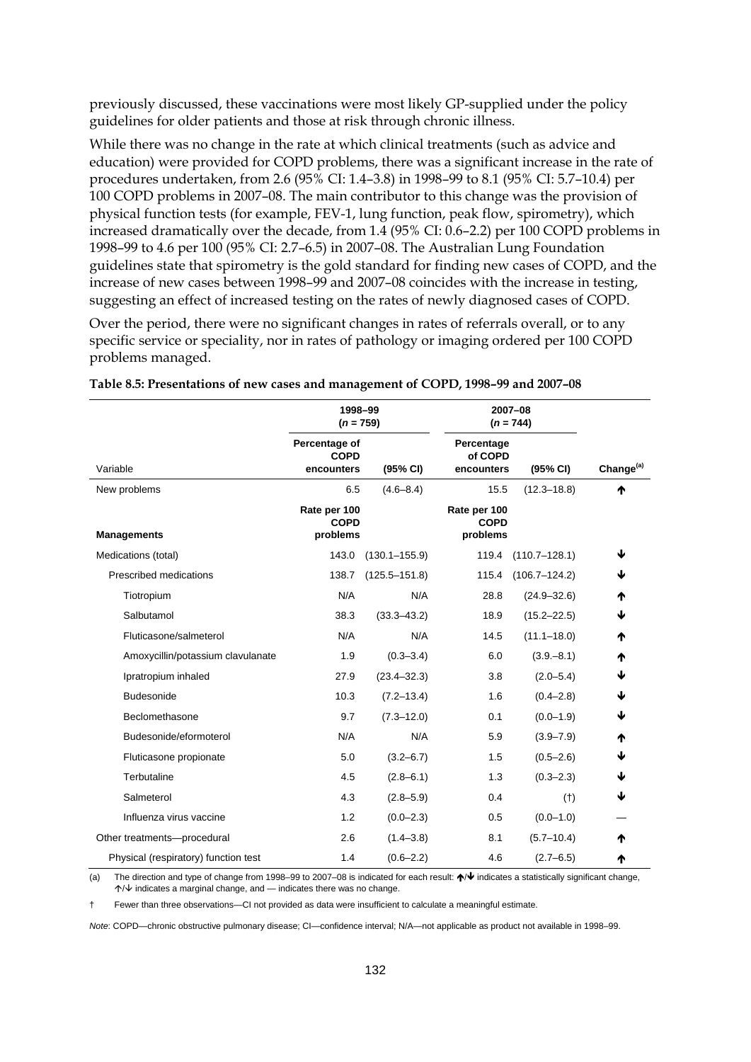previously discussed, these vaccinations were most likely GP-supplied under the policy guidelines for older patients and those at risk through chronic illness.

While there was no change in the rate at which clinical treatments (such as advice and education) were provided for COPD problems, there was a significant increase in the rate of procedures undertaken, from 2.6 (95% CI: 1.4–3.8) in 1998–99 to 8.1 (95% CI: 5.7–10.4) per 100 COPD problems in 2007–08. The main contributor to this change was the provision of physical function tests (for example, FEV-1, lung function, peak flow, spirometry), which increased dramatically over the decade, from 1.4 (95% CI: 0.6–2.2) per 100 COPD problems in 1998–99 to 4.6 per 100 (95% CI: 2.7–6.5) in 2007–08. The Australian Lung Foundation guidelines state that spirometry is the gold standard for finding new cases of COPD, and the increase of new cases between 1998–99 and 2007–08 coincides with the increase in testing, suggesting an effect of increased testing on the rates of newly diagnosed cases of COPD.

Over the period, there were no significant changes in rates of referrals overall, or to any specific service or speciality, nor in rates of pathology or imaging ordered per 100 COPD problems managed.

**Table 8.5: Presentations of new cases and management of COPD, 1998–99 and 2007–08**

| | 1998–99 (n = 759) | | 2007–08 (n = 744) | | |
|---|---|---|---|---|---|
| Variable | Percentage of COPD encounters | (95% CI) | Percentage of COPD encounters | (95% CI) | Change[(a)] |
| New problems | 6.5 | (4.6–8.4) | 15.5 | (12.3–18.8) | ↑ |
| **Managements** | Rate per 100 COPD problems | | Rate per 100 COPD problems | | |
| Medications (total) | 143.0 | (130.1–155.9) | 119.4 | (110.7–128.1) | ↓ |
| Prescribed medications | 138.7 | (125.5–151.8) | 115.4 | (106.7–124.2) | ↓ |
| Tiotropium | N/A | N/A | 28.8 | (24.9–32.6) | ↑ |
| Salbutamol | 38.3 | (33.3–43.2) | 18.9 | (15.2–22.5) | ↓ |
| Fluticasone/salmeterol | N/A | N/A | 14.5 | (11.1–18.0) | ↑ |
| Amoxycillin/potassium clavulanate | 1.9 | (0.3–3.4) | 6.0 | (3.9.–8.1) | ↑ |
| Ipratropium inhaled | 27.9 | (23.4–32.3) | 3.8 | (2.0–5.4) | ↓ |
| Budesonide | 10.3 | (7.2–13.4) | 1.6 | (0.4–2.8) | ↓ |
| Beclomethasone | 9.7 | (7.3–12.0) | 0.1 | (0.0–1.9) | ↓ |
| Budesonide/eformoterol | N/A | N/A | 5.9 | (3.9–7.9) | ↑ |
| Fluticasone propionate | 5.0 | (3.2–6.7) | 1.5 | (0.5–2.6) | ↓ |
| Terbutaline | 4.5 | (2.8–6.1) | 1.3 | (0.3–2.3) | ↓ |
| Salmeterol | 4.3 | (2.8–5.9) | 0.4 | (†) | ↓ |
| Influenza virus vaccine | 1.2 | (0.0–2.3) | 0.5 | (0.0–1.0) | — |
| Other treatments—procedural | 2.6 | (1.4–3.8) | 8.1 | (5.7–10.4) | ↑ |
| Physical (respiratory) function test | 1.4 | (0.6–2.2) | 4.6 | (2.7–6.5) | ↑ |

(a) The direction and type of change from 1998–99 to 2007–08 is indicated for each result: **↑**/**↓** indicates a statistically significant change, ↑/↓ indicates a marginal change, and — indicates there was no change.

† Fewer than three observations—CI not provided as data were insufficient to calculate a meaningful estimate.

*Note*: COPD—chronic obstructive pulmonary disease; CI—confidence interval; N/A—not applicable as product not available in 1998–99.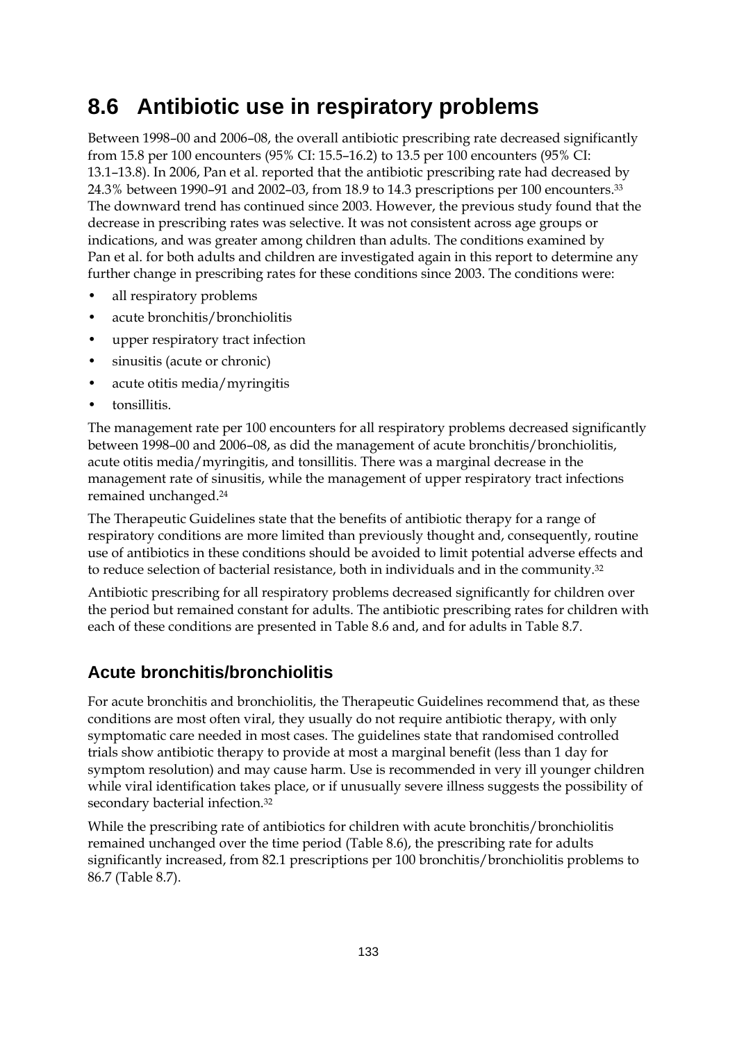## 8.6 Antibiotic use in respiratory problems

Between 1998–00 and 2006–08, the overall antibiotic prescribing rate decreased significantly from 15.8 per 100 encounters (95% CI: 15.5–16.2) to 13.5 per 100 encounters (95% CI: 13.1–13.8). In 2006, Pan et al. reported that the antibiotic prescribing rate had decreased by 24.3% between 1990–91 and 2002–03, from 18.9 to 14.3 prescriptions per 100 encounters.[33] The downward trend has continued since 2003. However, the previous study found that the decrease in prescribing rates was selective. It was not consistent across age groups or indications, and was greater among children than adults. The conditions examined by Pan et al. for both adults and children are investigated again in this report to determine any further change in prescribing rates for these conditions since 2003. The conditions were:

- all respiratory problems
- acute bronchitis/bronchiolitis
- upper respiratory tract infection
- sinusitis (acute or chronic)
- acute otitis media/myringitis
- tonsillitis.

The management rate per 100 encounters for all respiratory problems decreased significantly between 1998–00 and 2006–08, as did the management of acute bronchitis/bronchiolitis, acute otitis media/myringitis, and tonsillitis. There was a marginal decrease in the management rate of sinusitis, while the management of upper respiratory tract infections remained unchanged.[24]

The Therapeutic Guidelines state that the benefits of antibiotic therapy for a range of respiratory conditions are more limited than previously thought and, consequently, routine use of antibiotics in these conditions should be avoided to limit potential adverse effects and to reduce selection of bacterial resistance, both in individuals and in the community.[32]

Antibiotic prescribing for all respiratory problems decreased significantly for children over the period but remained constant for adults. The antibiotic prescribing rates for children with each of these conditions are presented in Table 8.6 and, and for adults in Table 8.7.

### Acute bronchitis/bronchiolitis

For acute bronchitis and bronchiolitis, the Therapeutic Guidelines recommend that, as these conditions are most often viral, they usually do not require antibiotic therapy, with only symptomatic care needed in most cases. The guidelines state that randomised controlled trials show antibiotic therapy to provide at most a marginal benefit (less than 1 day for symptom resolution) and may cause harm. Use is recommended in very ill younger children while viral identification takes place, or if unusually severe illness suggests the possibility of secondary bacterial infection.[32]

While the prescribing rate of antibiotics for children with acute bronchitis/bronchiolitis remained unchanged over the time period (Table 8.6), the prescribing rate for adults significantly increased, from 82.1 prescriptions per 100 bronchitis/bronchiolitis problems to 86.7 (Table 8.7).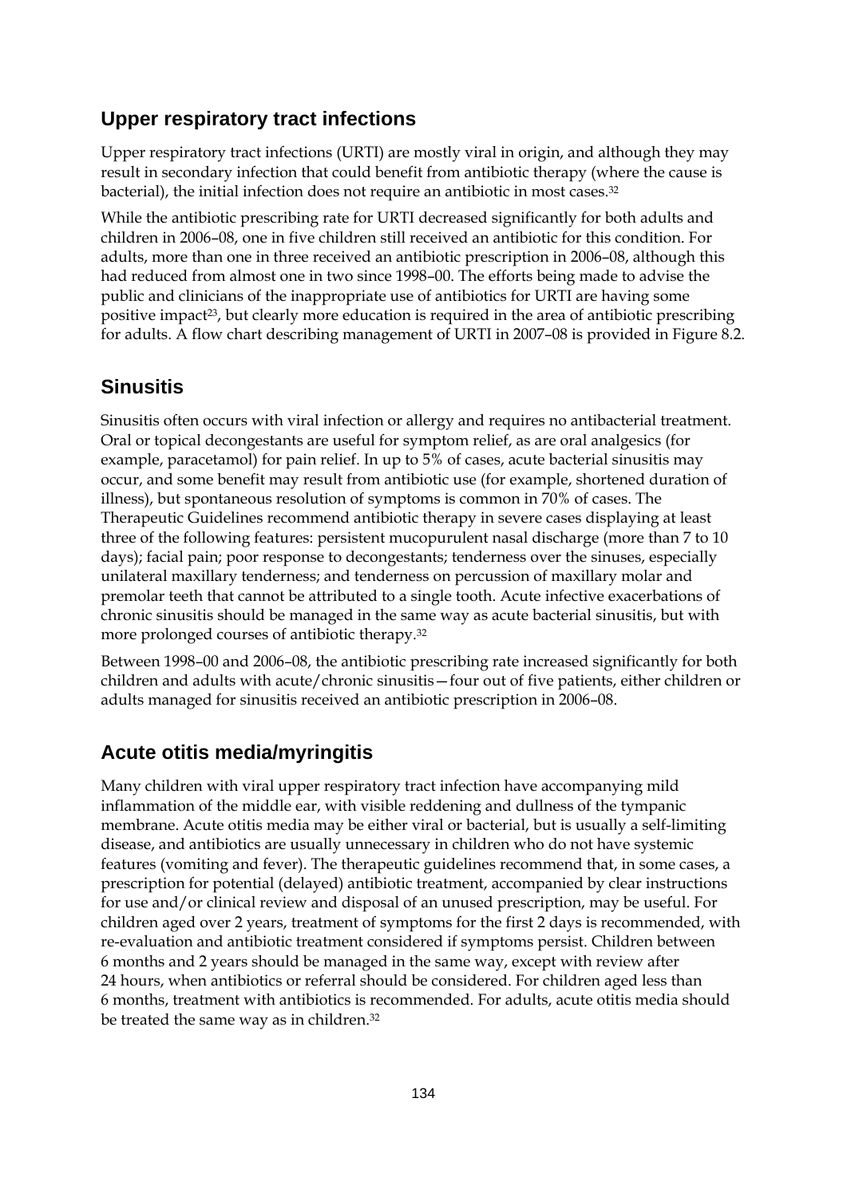## Upper respiratory tract infections

Upper respiratory tract infections (URTI) are mostly viral in origin, and although they may result in secondary infection that could benefit from antibiotic therapy (where the cause is bacterial), the initial infection does not require an antibiotic in most cases.[32]

While the antibiotic prescribing rate for URTI decreased significantly for both adults and children in 2006–08, one in five children still received an antibiotic for this condition. For adults, more than one in three received an antibiotic prescription in 2006–08, although this had reduced from almost one in two since 1998–00. The efforts being made to advise the public and clinicians of the inappropriate use of antibiotics for URTI are having some positive impact[23], but clearly more education is required in the area of antibiotic prescribing for adults. A flow chart describing management of URTI in 2007–08 is provided in Figure 8.2.

## Sinusitis

Sinusitis often occurs with viral infection or allergy and requires no antibacterial treatment. Oral or topical decongestants are useful for symptom relief, as are oral analgesics (for example, paracetamol) for pain relief. In up to 5% of cases, acute bacterial sinusitis may occur, and some benefit may result from antibiotic use (for example, shortened duration of illness), but spontaneous resolution of symptoms is common in 70% of cases. The Therapeutic Guidelines recommend antibiotic therapy in severe cases displaying at least three of the following features: persistent mucopurulent nasal discharge (more than 7 to 10 days); facial pain; poor response to decongestants; tenderness over the sinuses, especially unilateral maxillary tenderness; and tenderness on percussion of maxillary molar and premolar teeth that cannot be attributed to a single tooth. Acute infective exacerbations of chronic sinusitis should be managed in the same way as acute bacterial sinusitis, but with more prolonged courses of antibiotic therapy.[32]

Between 1998–00 and 2006–08, the antibiotic prescribing rate increased significantly for both children and adults with acute/chronic sinusitis—four out of five patients, either children or adults managed for sinusitis received an antibiotic prescription in 2006–08.

## Acute otitis media/myringitis

Many children with viral upper respiratory tract infection have accompanying mild inflammation of the middle ear, with visible reddening and dullness of the tympanic membrane. Acute otitis media may be either viral or bacterial, but is usually a self-limiting disease, and antibiotics are usually unnecessary in children who do not have systemic features (vomiting and fever). The therapeutic guidelines recommend that, in some cases, a prescription for potential (delayed) antibiotic treatment, accompanied by clear instructions for use and/or clinical review and disposal of an unused prescription, may be useful. For children aged over 2 years, treatment of symptoms for the first 2 days is recommended, with re-evaluation and antibiotic treatment considered if symptoms persist. Children between 6 months and 2 years should be managed in the same way, except with review after 24 hours, when antibiotics or referral should be considered. For children aged less than 6 months, treatment with antibiotics is recommended. For adults, acute otitis media should be treated the same way as in children.[32]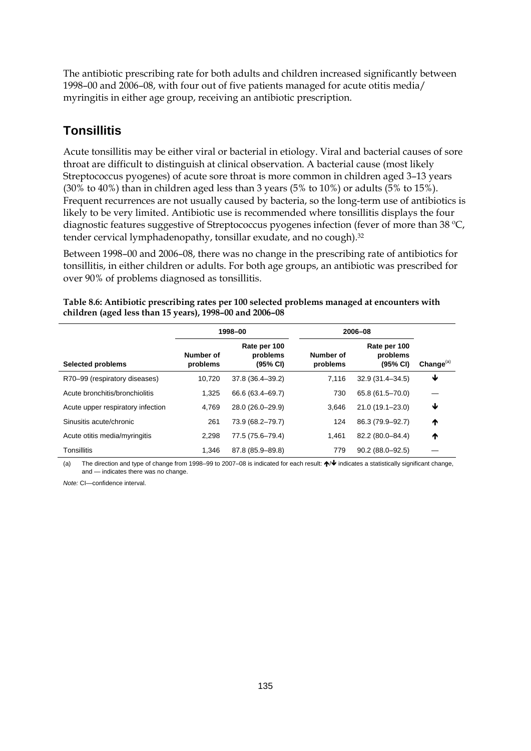The antibiotic prescribing rate for both adults and children increased significantly between 1998–00 and 2006–08, with four out of five patients managed for acute otitis media/ myringitis in either age group, receiving an antibiotic prescription.

## Tonsillitis

Acute tonsillitis may be either viral or bacterial in etiology. Viral and bacterial causes of sore throat are difficult to distinguish at clinical observation. A bacterial cause (most likely Streptococcus pyogenes) of acute sore throat is more common in children aged 3–13 years (30% to 40%) than in children aged less than 3 years (5% to 10%) or adults (5% to 15%). Frequent recurrences are not usually caused by bacteria, so the long-term use of antibiotics is likely to be very limited. Antibiotic use is recommended where tonsillitis displays the four diagnostic features suggestive of Streptococcus pyogenes infection (fever of more than 38 ºC, tender cervical lymphadenopathy, tonsillar exudate, and no cough).[32]

Between 1998–00 and 2006–08, there was no change in the prescribing rate of antibiotics for tonsillitis, in either children or adults. For both age groups, an antibiotic was prescribed for over 90% of problems diagnosed as tonsillitis.

**Table 8.6: Antibiotic prescribing rates per 100 selected problems managed at encounters with children (aged less than 15 years), 1998–00 and 2006–08**

| | 1998–00 | | 2006–08 | | |
|---|---|---|---|---|---|
| Selected problems | Number of problems | Rate per 100 problems (95% CI) | Number of problems | Rate per 100 problems (95% CI) | Change[(a)] |
| R70–99 (respiratory diseases) | 10,720 | 37.8 (36.4–39.2) | 7,116 | 32.9 (31.4–34.5) | ↓ |
| Acute bronchitis/bronchiolitis | 1,325 | 66.6 (63.4–69.7) | 730 | 65.8 (61.5–70.0) | — |
| Acute upper respiratory infection | 4,769 | 28.0 (26.0–29.9) | 3,646 | 21.0 (19.1–23.0) | ↓ |
| Sinusitis acute/chronic | 261 | 73.9 (68.2–79.7) | 124 | 86.3 (79.9–92.7) | ↑ |
| Acute otitis media/myringitis | 2,298 | 77.5 (75.6–79.4) | 1,461 | 82.2 (80.0–84.4) | ↑ |
| Tonsillitis | 1,346 | 87.8 (85.9–89.8) | 779 | 90.2 (88.0–92.5) | — |

(a) The direction and type of change from 1998–99 to 2007–08 is indicated for each result: ↑/↓ indicates a statistically significant change, and — indicates there was no change.

*Note:* CI—confidence interval.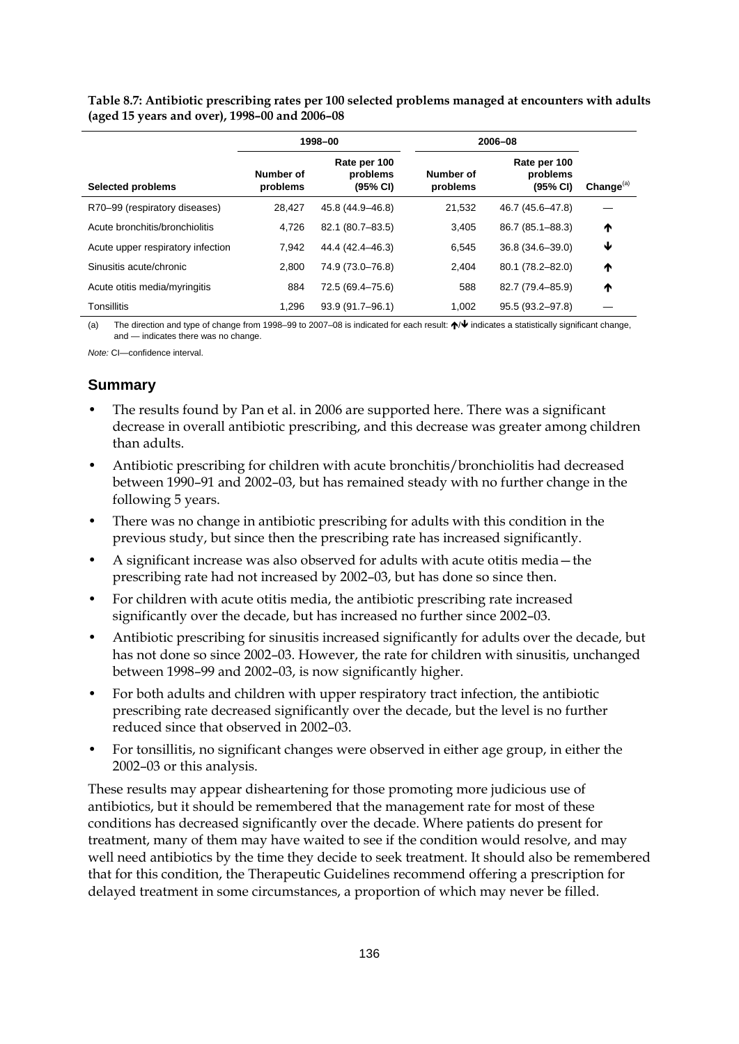**Table 8.7: Antibiotic prescribing rates per 100 selected problems managed at encounters with adults (aged 15 years and over), 1998–00 and 2006–08**

| | 1998–00 | | 2006–08 | | |
|---|---|---|---|---|---|
| **Selected problems** | **Number of problems** | **Rate per 100 problems (95% CI)** | **Number of problems** | **Rate per 100 problems (95% CI)** | **Change[(a)]** |
| R70–99 (respiratory diseases) | 28,427 | 45.8 (44.9–46.8) | 21,532 | 46.7 (45.6–47.8) | — |
| Acute bronchitis/bronchiolitis | 4,726 | 82.1 (80.7–83.5) | 3,405 | 86.7 (85.1–88.3) | ↑ |
| Acute upper respiratory infection | 7,942 | 44.4 (42.4–46.3) | 6,545 | 36.8 (34.6–39.0) | ↓ |
| Sinusitis acute/chronic | 2,800 | 74.9 (73.0–76.8) | 2,404 | 80.1 (78.2–82.0) | ↑ |
| Acute otitis media/myringitis | 884 | 72.5 (69.4–75.6) | 588 | 82.7 (79.4–85.9) | ↑ |
| Tonsillitis | 1,296 | 93.9 (91.7–96.1) | 1,002 | 95.5 (93.2–97.8) | — |

(a) The direction and type of change from 1998–99 to 2007–08 is indicated for each result: ↑/↓ indicates a statistically significant change, and — indicates there was no change.

*Note:* CI—confidence interval.

## Summary

- The results found by Pan et al. in 2006 are supported here. There was a significant decrease in overall antibiotic prescribing, and this decrease was greater among children than adults.
- Antibiotic prescribing for children with acute bronchitis/bronchiolitis had decreased between 1990–91 and 2002–03, but has remained steady with no further change in the following 5 years.
- There was no change in antibiotic prescribing for adults with this condition in the previous study, but since then the prescribing rate has increased significantly.
- A significant increase was also observed for adults with acute otitis media—the prescribing rate had not increased by 2002–03, but has done so since then.
- For children with acute otitis media, the antibiotic prescribing rate increased significantly over the decade, but has increased no further since 2002–03.
- Antibiotic prescribing for sinusitis increased significantly for adults over the decade, but has not done so since 2002–03. However, the rate for children with sinusitis, unchanged between 1998–99 and 2002–03, is now significantly higher.
- For both adults and children with upper respiratory tract infection, the antibiotic prescribing rate decreased significantly over the decade, but the level is no further reduced since that observed in 2002–03.
- For tonsillitis, no significant changes were observed in either age group, in either the 2002–03 or this analysis.

These results may appear disheartening for those promoting more judicious use of antibiotics, but it should be remembered that the management rate for most of these conditions has decreased significantly over the decade. Where patients do present for treatment, many of them may have waited to see if the condition would resolve, and may well need antibiotics by the time they decide to seek treatment. It should also be remembered that for this condition, the Therapeutic Guidelines recommend offering a prescription for delayed treatment in some circumstances, a proportion of which may never be filled.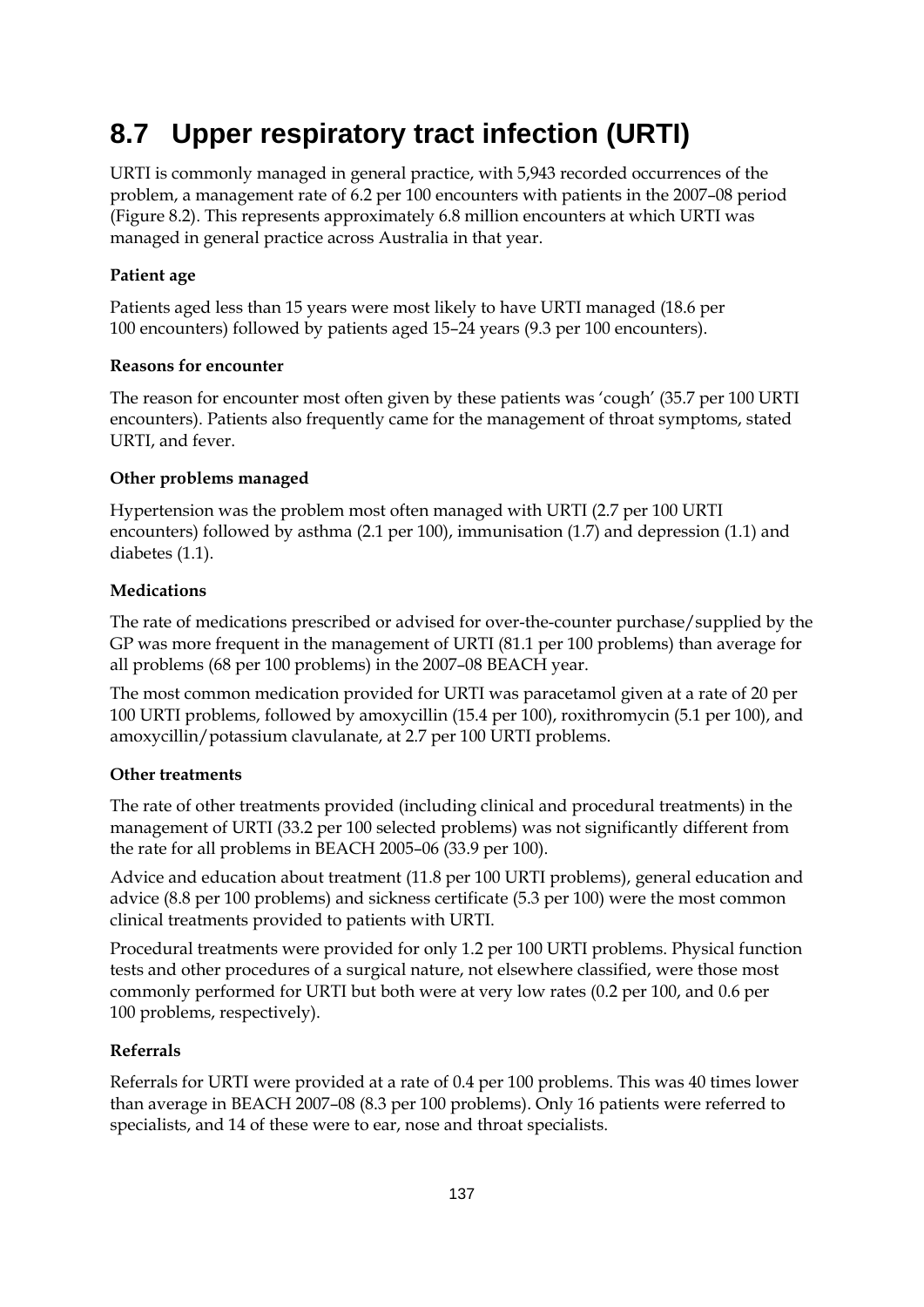## 8.7 Upper respiratory tract infection (URTI)

URTI is commonly managed in general practice, with 5,943 recorded occurrences of the problem, a management rate of 6.2 per 100 encounters with patients in the 2007–08 period (Figure 8.2). This represents approximately 6.8 million encounters at which URTI was managed in general practice across Australia in that year.

**Patient age**

Patients aged less than 15 years were most likely to have URTI managed (18.6 per 100 encounters) followed by patients aged 15–24 years (9.3 per 100 encounters).

**Reasons for encounter**

The reason for encounter most often given by these patients was 'cough' (35.7 per 100 URTI encounters). Patients also frequently came for the management of throat symptoms, stated URTI, and fever.

**Other problems managed**

Hypertension was the problem most often managed with URTI (2.7 per 100 URTI encounters) followed by asthma (2.1 per 100), immunisation (1.7) and depression (1.1) and diabetes (1.1).

**Medications**

The rate of medications prescribed or advised for over-the-counter purchase/supplied by the GP was more frequent in the management of URTI (81.1 per 100 problems) than average for all problems (68 per 100 problems) in the 2007–08 BEACH year.

The most common medication provided for URTI was paracetamol given at a rate of 20 per 100 URTI problems, followed by amoxycillin (15.4 per 100), roxithromycin (5.1 per 100), and amoxycillin/potassium clavulanate, at 2.7 per 100 URTI problems.

**Other treatments**

The rate of other treatments provided (including clinical and procedural treatments) in the management of URTI (33.2 per 100 selected problems) was not significantly different from the rate for all problems in BEACH 2005–06 (33.9 per 100).

Advice and education about treatment (11.8 per 100 URTI problems), general education and advice (8.8 per 100 problems) and sickness certificate (5.3 per 100) were the most common clinical treatments provided to patients with URTI.

Procedural treatments were provided for only 1.2 per 100 URTI problems. Physical function tests and other procedures of a surgical nature, not elsewhere classified, were those most commonly performed for URTI but both were at very low rates (0.2 per 100, and 0.6 per 100 problems, respectively).

**Referrals**

Referrals for URTI were provided at a rate of 0.4 per 100 problems. This was 40 times lower than average in BEACH 2007–08 (8.3 per 100 problems). Only 16 patients were referred to specialists, and 14 of these were to ear, nose and throat specialists.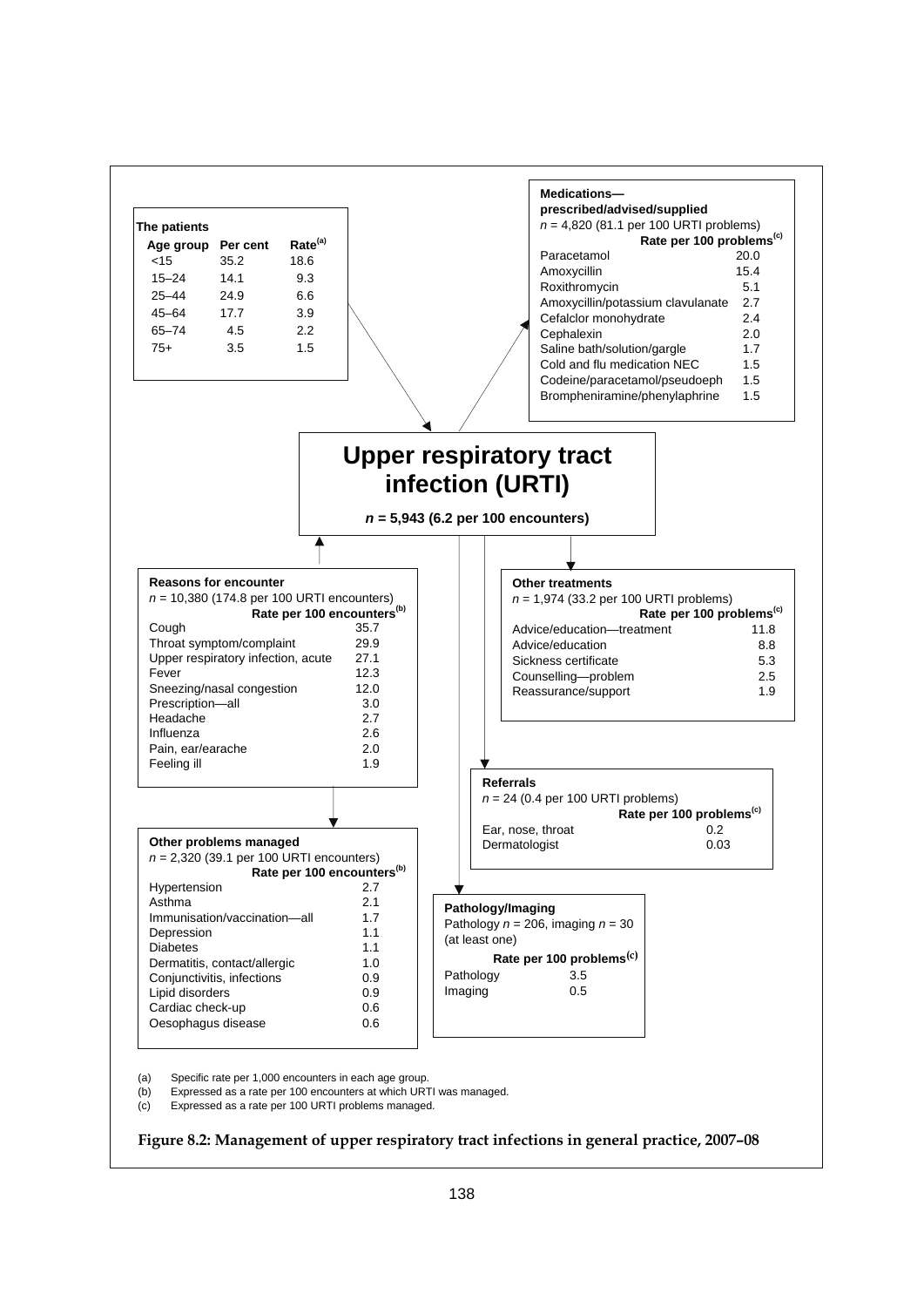**The patients**

| Age group | Per cent | Rate[(a)] |
|---|---|---|
| <15 | 35.2 | 18.6 |
| 15–24 | 14.1 | 9.3 |
| 25–44 | 24.9 | 6.6 |
| 45–64 | 17.7 | 3.9 |
| 65–74 | 4.5 | 2.2 |
| 75+ | 3.5 | 1.5 |

**Medications—prescribed/advised/supplied**

$n$ = 4,820 (81.1 per 100 URTI problems)

| | Rate per 100 problems[(c)] |
|---|---|
| Paracetamol | 20.0 |
| Amoxycillin | 15.4 |
| Roxithromycin | 5.1 |
| Amoxycillin/potassium clavulanate | 2.7 |
| Cefalclor monohydrate | 2.4 |
| Cephalexin | 2.0 |
| Saline bath/solution/gargle | 1.7 |
| Cold and flu medication NEC | 1.5 |
| Codeine/paracetamol/pseudoeph | 1.5 |
| Brompheniramine/phenylaphrine | 1.5 |

# Upper respiratory tract infection (URTI)

***n* = 5,943 (6.2 per 100 encounters)**

**Reasons for encounter**

$n$ = 10,380 (174.8 per 100 URTI encounters)

| | Rate per 100 encounters[(b)] |
|---|---|
| Cough | 35.7 |
| Throat symptom/complaint | 29.9 |
| Upper respiratory infection, acute | 27.1 |
| Fever | 12.3 |
| Sneezing/nasal congestion | 12.0 |
| Prescription—all | 3.0 |
| Headache | 2.7 |
| Influenza | 2.6 |
| Pain, ear/earache | 2.0 |
| Feeling ill | 1.9 |

**Other treatments**

$n$ = 1,974 (33.2 per 100 URTI problems)

| | Rate per 100 problems[(c)] |
|---|---|
| Advice/education—treatment | 11.8 |
| Advice/education | 8.8 |
| Sickness certificate | 5.3 |
| Counselling—problem | 2.5 |
| Reassurance/support | 1.9 |

**Referrals**

$n$ = 24 (0.4 per 100 URTI problems)

| | Rate per 100 problems[(c)] |
|---|---|
| Ear, nose, throat | 0.2 |
| Dermatologist | 0.03 |

**Other problems managed**

$n$ = 2,320 (39.1 per 100 URTI encounters)

| | Rate per 100 encounters[(b)] |
|---|---|
| Hypertension | 2.7 |
| Asthma | 2.1 |
| Immunisation/vaccination—all | 1.7 |
| Depression | 1.1 |
| Diabetes | 1.1 |
| Dermatitis, contact/allergic | 1.0 |
| Conjunctivitis, infections | 0.9 |
| Lipid disorders | 0.9 |
| Cardiac check-up | 0.6 |
| Oesophagus disease | 0.6 |

**Pathology/Imaging**

Pathology $n$ = 206, imaging $n$ = 30 (at least one)

| | Rate per 100 problems[(c)] |
|---|---|
| Pathology | 3.5 |
| Imaging | 0.5 |

(a) Specific rate per 1,000 encounters in each age group.
(b) Expressed as a rate per 100 encounters at which URTI was managed.
(c) Expressed as a rate per 100 URTI problems managed.

**Figure 8.2: Management of upper respiratory tract infections in general practice, 2007–08**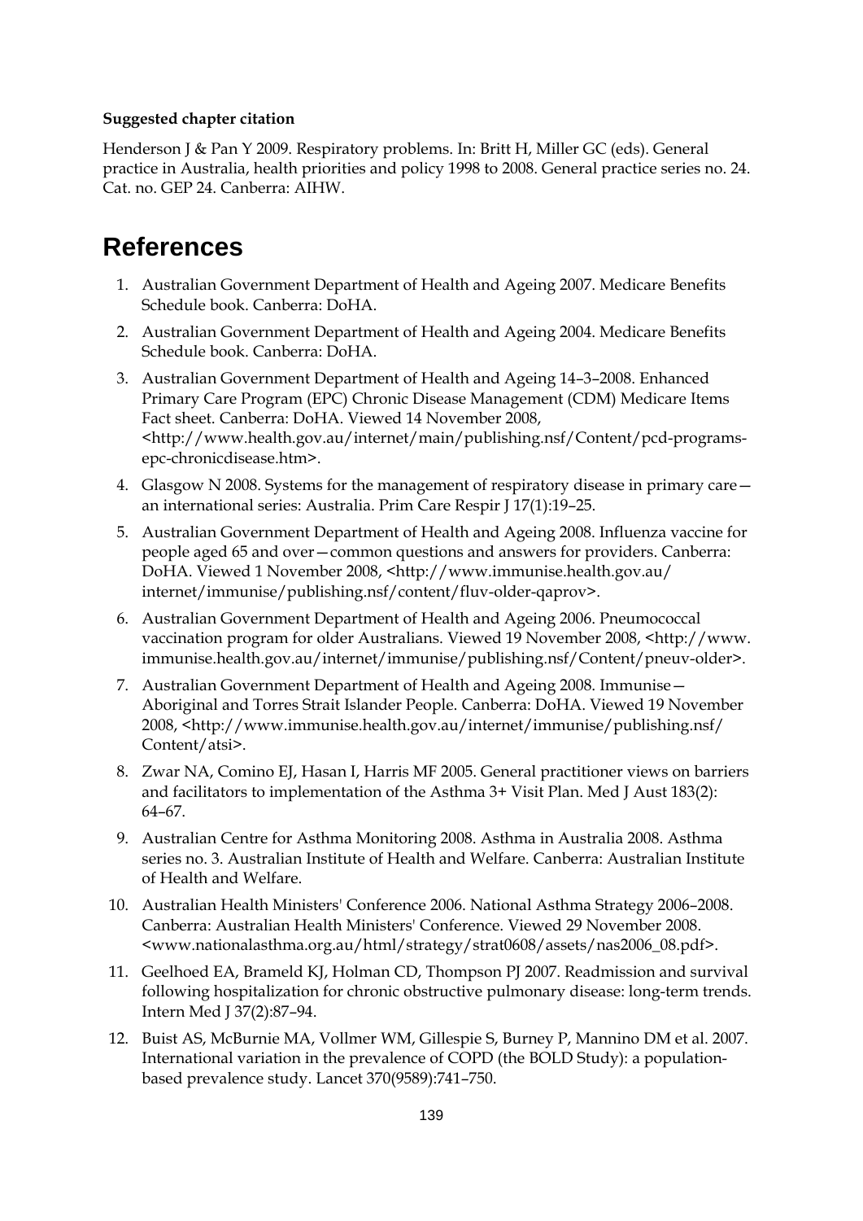**Suggested chapter citation**

Henderson J & Pan Y 2009. Respiratory problems. In: Britt H, Miller GC (eds). General practice in Australia, health priorities and policy 1998 to 2008. General practice series no. 24. Cat. no. GEP 24. Canberra: AIHW.

# References

1. Australian Government Department of Health and Ageing 2007. Medicare Benefits Schedule book. Canberra: DoHA.
2. Australian Government Department of Health and Ageing 2004. Medicare Benefits Schedule book. Canberra: DoHA.
3. Australian Government Department of Health and Ageing 14–3–2008. Enhanced Primary Care Program (EPC) Chronic Disease Management (CDM) Medicare Items Fact sheet. Canberra: DoHA. Viewed 14 November 2008, <http://www.health.gov.au/internet/main/publishing.nsf/Content/pcd-programs-epc-chronicdisease.htm>.
4. Glasgow N 2008. Systems for the management of respiratory disease in primary care—an international series: Australia. Prim Care Respir J 17(1):19–25.
5. Australian Government Department of Health and Ageing 2008. Influenza vaccine for people aged 65 and over—common questions and answers for providers. Canberra: DoHA. Viewed 1 November 2008, <http://www.immunise.health.gov.au/internet/immunise/publishing.nsf/content/fluv-older-qaprov>.
6. Australian Government Department of Health and Ageing 2006. Pneumococcal vaccination program for older Australians. Viewed 19 November 2008, <http://www.immunise.health.gov.au/internet/immunise/publishing.nsf/Content/pneuv-older>.
7. Australian Government Department of Health and Ageing 2008. Immunise—Aboriginal and Torres Strait Islander People. Canberra: DoHA. Viewed 19 November 2008, <http://www.immunise.health.gov.au/internet/immunise/publishing.nsf/Content/atsi>.
8. Zwar NA, Comino EJ, Hasan I, Harris MF 2005. General practitioner views on barriers and facilitators to implementation of the Asthma 3+ Visit Plan. Med J Aust 183(2): 64–67.
9. Australian Centre for Asthma Monitoring 2008. Asthma in Australia 2008. Asthma series no. 3. Australian Institute of Health and Welfare. Canberra: Australian Institute of Health and Welfare.
10. Australian Health Ministers' Conference 2006. National Asthma Strategy 2006–2008. Canberra: Australian Health Ministers' Conference. Viewed 29 November 2008. <www.nationalasthma.org.au/html/strategy/strat0608/assets/nas2006_08.pdf>.
11. Geelhoed EA, Brameld KJ, Holman CD, Thompson PJ 2007. Readmission and survival following hospitalization for chronic obstructive pulmonary disease: long-term trends. Intern Med J 37(2):87–94.
12. Buist AS, McBurnie MA, Vollmer WM, Gillespie S, Burney P, Mannino DM et al. 2007. International variation in the prevalence of COPD (the BOLD Study): a population-based prevalence study. Lancet 370(9589):741–750.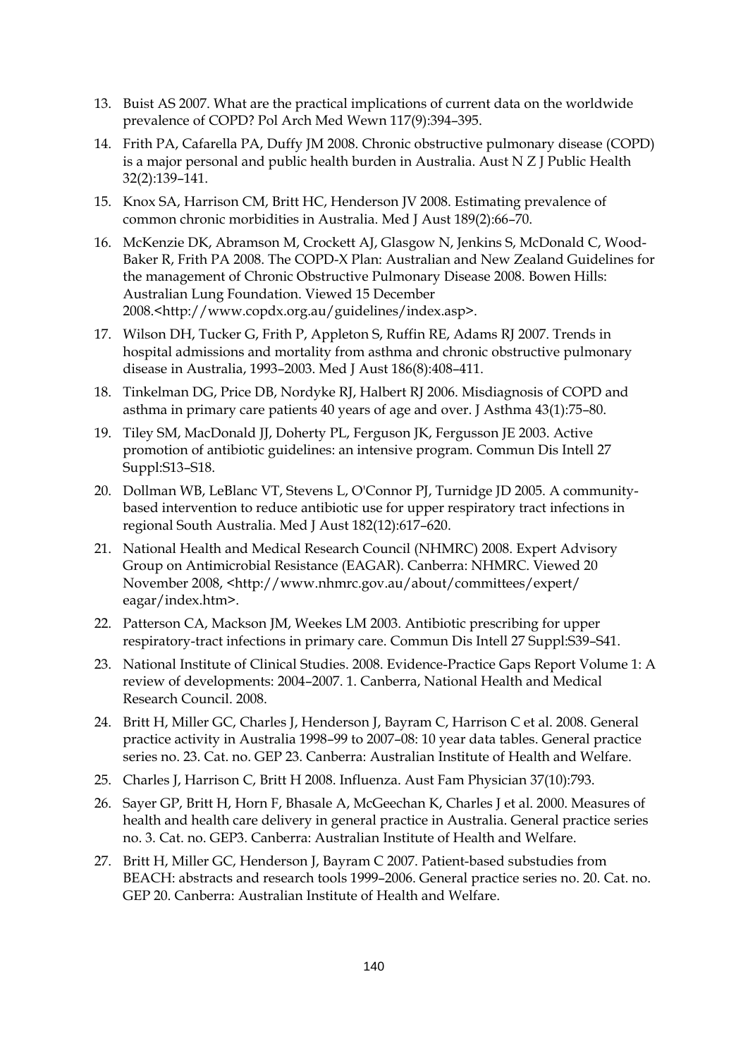13. Buist AS 2007. What are the practical implications of current data on the worldwide prevalence of COPD? Pol Arch Med Wewn 117(9):394–395.
14. Frith PA, Cafarella PA, Duffy JM 2008. Chronic obstructive pulmonary disease (COPD) is a major personal and public health burden in Australia. Aust N Z J Public Health 32(2):139–141.
15. Knox SA, Harrison CM, Britt HC, Henderson JV 2008. Estimating prevalence of common chronic morbidities in Australia. Med J Aust 189(2):66–70.
16. McKenzie DK, Abramson M, Crockett AJ, Glasgow N, Jenkins S, McDonald C, Wood-Baker R, Frith PA 2008. The COPD-X Plan: Australian and New Zealand Guidelines for the management of Chronic Obstructive Pulmonary Disease 2008. Bowen Hills: Australian Lung Foundation. Viewed 15 December 2008.<http://www.copdx.org.au/guidelines/index.asp>.
17. Wilson DH, Tucker G, Frith P, Appleton S, Ruffin RE, Adams RJ 2007. Trends in hospital admissions and mortality from asthma and chronic obstructive pulmonary disease in Australia, 1993–2003. Med J Aust 186(8):408–411.
18. Tinkelman DG, Price DB, Nordyke RJ, Halbert RJ 2006. Misdiagnosis of COPD and asthma in primary care patients 40 years of age and over. J Asthma 43(1):75–80.
19. Tiley SM, MacDonald JJ, Doherty PL, Ferguson JK, Fergusson JE 2003. Active promotion of antibiotic guidelines: an intensive program. Commun Dis Intell 27 Suppl:S13–S18.
20. Dollman WB, LeBlanc VT, Stevens L, O'Connor PJ, Turnidge JD 2005. A community-based intervention to reduce antibiotic use for upper respiratory tract infections in regional South Australia. Med J Aust 182(12):617–620.
21. National Health and Medical Research Council (NHMRC) 2008. Expert Advisory Group on Antimicrobial Resistance (EAGAR). Canberra: NHMRC. Viewed 20 November 2008, <http://www.nhmrc.gov.au/about/committees/expert/eagar/index.htm>.
22. Patterson CA, Mackson JM, Weekes LM 2003. Antibiotic prescribing for upper respiratory-tract infections in primary care. Commun Dis Intell 27 Suppl:S39–S41.
23. National Institute of Clinical Studies. 2008. Evidence-Practice Gaps Report Volume 1: A review of developments: 2004–2007. 1. Canberra, National Health and Medical Research Council. 2008.
24. Britt H, Miller GC, Charles J, Henderson J, Bayram C, Harrison C et al. 2008. General practice activity in Australia 1998–99 to 2007–08: 10 year data tables. General practice series no. 23. Cat. no. GEP 23. Canberra: Australian Institute of Health and Welfare.
25. Charles J, Harrison C, Britt H 2008. Influenza. Aust Fam Physician 37(10):793.
26. Sayer GP, Britt H, Horn F, Bhasale A, McGeechan K, Charles J et al. 2000. Measures of health and health care delivery in general practice in Australia. General practice series no. 3. Cat. no. GEP3. Canberra: Australian Institute of Health and Welfare.
27. Britt H, Miller GC, Henderson J, Bayram C 2007. Patient-based substudies from BEACH: abstracts and research tools 1999–2006. General practice series no. 20. Cat. no. GEP 20. Canberra: Australian Institute of Health and Welfare.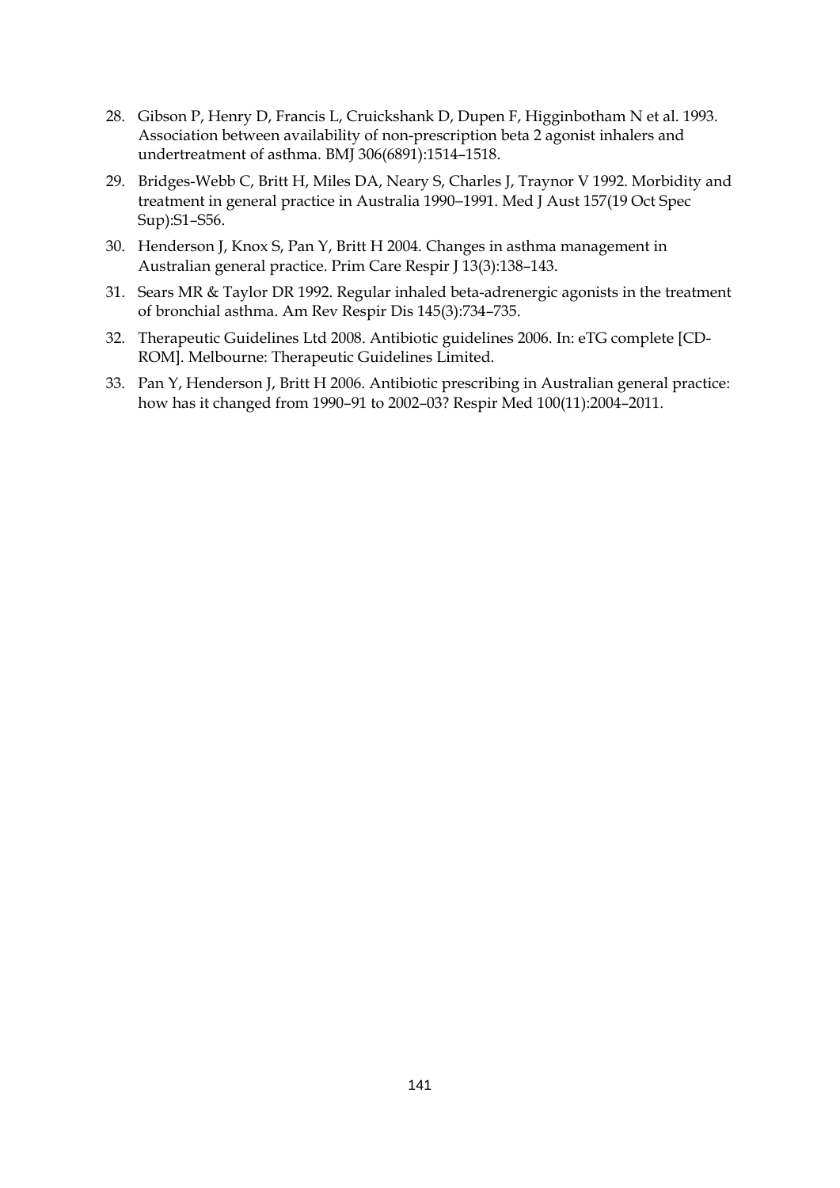28. Gibson P, Henry D, Francis L, Cruickshank D, Dupen F, Higginbotham N et al. 1993. Association between availability of non-prescription beta 2 agonist inhalers and undertreatment of asthma. BMJ 306(6891):1514–1518.
29. Bridges-Webb C, Britt H, Miles DA, Neary S, Charles J, Traynor V 1992. Morbidity and treatment in general practice in Australia 1990–1991. Med J Aust 157(19 Oct Spec Sup):S1–S56.
30. Henderson J, Knox S, Pan Y, Britt H 2004. Changes in asthma management in Australian general practice. Prim Care Respir J 13(3):138–143.
31. Sears MR & Taylor DR 1992. Regular inhaled beta-adrenergic agonists in the treatment of bronchial asthma. Am Rev Respir Dis 145(3):734–735.
32. Therapeutic Guidelines Ltd 2008. Antibiotic guidelines 2006. In: eTG complete [CD-ROM]. Melbourne: Therapeutic Guidelines Limited.
33. Pan Y, Henderson J, Britt H 2006. Antibiotic prescribing in Australian general practice: how has it changed from 1990–91 to 2002–03? Respir Med 100(11):2004–2011.